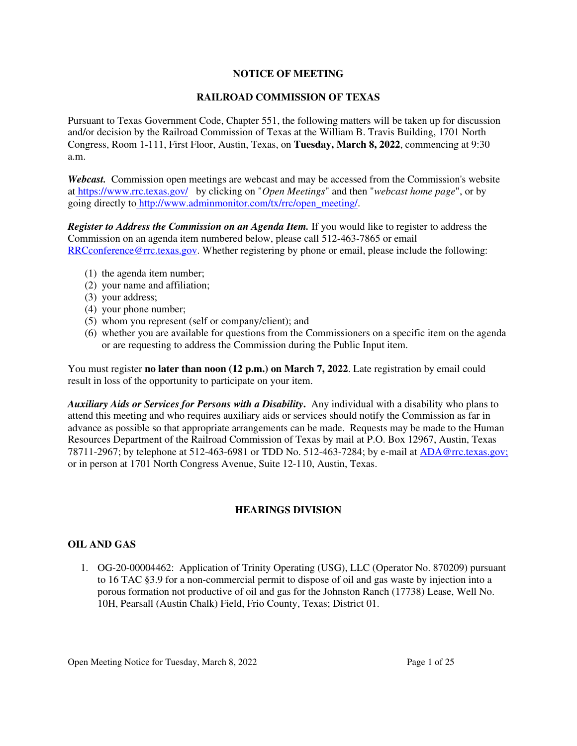# NOTICE OF MEETING

# RAILROAD COMMISSION OF TEXAS

Pursuant to Texas Government Code, Chapter 551, the following matters will be taken up for discussion and/or decision by the Railroad Commission of Texas at the William B. Travis Building, 1701 North Congress, Room 1-111, First Floor, Austin, Texas, on **Tuesday, March 8, 2022**, commencing at 9:30 a.m.

***Webcast.*** Commission open meetings are webcast and may be accessed from the Commission's website at https://www.rrc.texas.gov/ by clicking on "*Open Meetings*" and then "*webcast home page*", or by going directly to http://www.adminmonitor.com/tx/rrc/open_meeting/.

***Register to Address the Commission on an Agenda Item.*** If you would like to register to address the Commission on an agenda item numbered below, please call 512-463-7865 or email RRCconference@rrc.texas.gov. Whether registering by phone or email, please include the following:

(1) the agenda item number;
(2) your name and affiliation;
(3) your address;
(4) your phone number;
(5) whom you represent (self or company/client); and
(6) whether you are available for questions from the Commissioners on a specific item on the agenda or are requesting to address the Commission during the Public Input item.

You must register **no later than noon (12 p.m.) on March 7, 2022**. Late registration by email could result in loss of the opportunity to participate on your item.

***Auxiliary Aids or Services for Persons with a Disability*.** Any individual with a disability who plans to attend this meeting and who requires auxiliary aids or services should notify the Commission as far in advance as possible so that appropriate arrangements can be made. Requests may be made to the Human Resources Department of the Railroad Commission of Texas by mail at P.O. Box 12967, Austin, Texas 78711-2967; by telephone at 512-463-6981 or TDD No. 512-463-7284; by e-mail at ADA@rrc.texas.gov; or in person at 1701 North Congress Avenue, Suite 12-110, Austin, Texas.

## HEARINGS DIVISION

### OIL AND GAS

1. OG-20-00004462: Application of Trinity Operating (USG), LLC (Operator No. 870209) pursuant to 16 TAC §3.9 for a non-commercial permit to dispose of oil and gas waste by injection into a porous formation not productive of oil and gas for the Johnston Ranch (17738) Lease, Well No. 10H, Pearsall (Austin Chalk) Field, Frio County, Texas; District 01.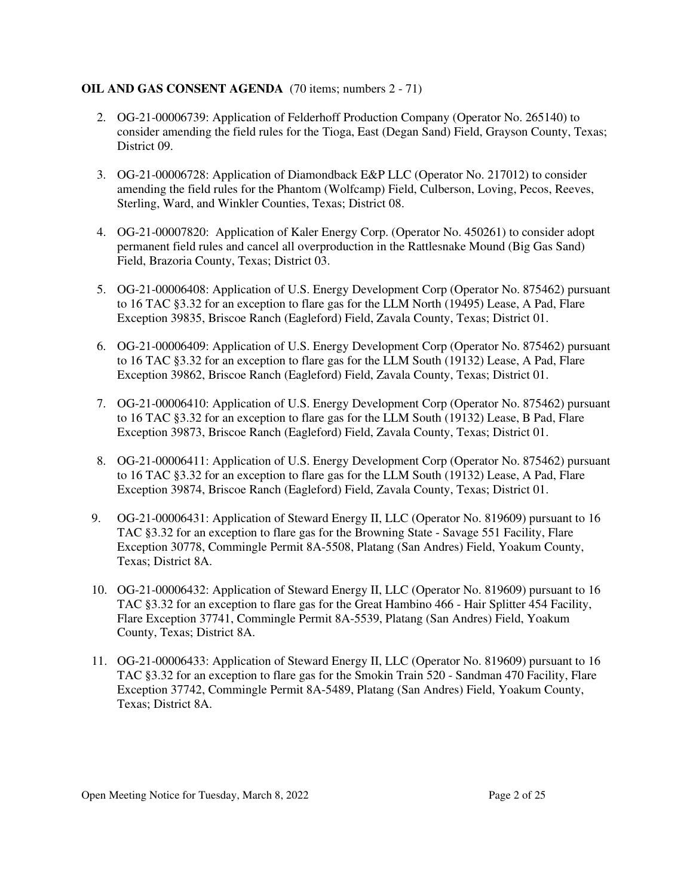**OIL AND GAS CONSENT AGENDA** (70 items; numbers 2 - 71)

2. OG-21-00006739: Application of Felderhoff Production Company (Operator No. 265140) to consider amending the field rules for the Tioga, East (Degan Sand) Field, Grayson County, Texas; District 09.

3. OG-21-00006728: Application of Diamondback E&P LLC (Operator No. 217012) to consider amending the field rules for the Phantom (Wolfcamp) Field, Culberson, Loving, Pecos, Reeves, Sterling, Ward, and Winkler Counties, Texas; District 08.

4. OG-21-00007820: Application of Kaler Energy Corp. (Operator No. 450261) to consider adopt permanent field rules and cancel all overproduction in the Rattlesnake Mound (Big Gas Sand) Field, Brazoria County, Texas; District 03.

5. OG-21-00006408: Application of U.S. Energy Development Corp (Operator No. 875462) pursuant to 16 TAC §3.32 for an exception to flare gas for the LLM North (19495) Lease, A Pad, Flare Exception 39835, Briscoe Ranch (Eagleford) Field, Zavala County, Texas; District 01.

6. OG-21-00006409: Application of U.S. Energy Development Corp (Operator No. 875462) pursuant to 16 TAC §3.32 for an exception to flare gas for the LLM South (19132) Lease, A Pad, Flare Exception 39862, Briscoe Ranch (Eagleford) Field, Zavala County, Texas; District 01.

7. OG-21-00006410: Application of U.S. Energy Development Corp (Operator No. 875462) pursuant to 16 TAC §3.32 for an exception to flare gas for the LLM South (19132) Lease, B Pad, Flare Exception 39873, Briscoe Ranch (Eagleford) Field, Zavala County, Texas; District 01.

8. OG-21-00006411: Application of U.S. Energy Development Corp (Operator No. 875462) pursuant to 16 TAC §3.32 for an exception to flare gas for the LLM South (19132) Lease, A Pad, Flare Exception 39874, Briscoe Ranch (Eagleford) Field, Zavala County, Texas; District 01.

9. OG-21-00006431: Application of Steward Energy II, LLC (Operator No. 819609) pursuant to 16 TAC §3.32 for an exception to flare gas for the Browning State - Savage 551 Facility, Flare Exception 30778, Commingle Permit 8A-5508, Platang (San Andres) Field, Yoakum County, Texas; District 8A.

10. OG-21-00006432: Application of Steward Energy II, LLC (Operator No. 819609) pursuant to 16 TAC §3.32 for an exception to flare gas for the Great Hambino 466 - Hair Splitter 454 Facility, Flare Exception 37741, Commingle Permit 8A-5539, Platang (San Andres) Field, Yoakum County, Texas; District 8A.

11. OG-21-00006433: Application of Steward Energy II, LLC (Operator No. 819609) pursuant to 16 TAC §3.32 for an exception to flare gas for the Smokin Train 520 - Sandman 470 Facility, Flare Exception 37742, Commingle Permit 8A-5489, Platang (San Andres) Field, Yoakum County, Texas; District 8A.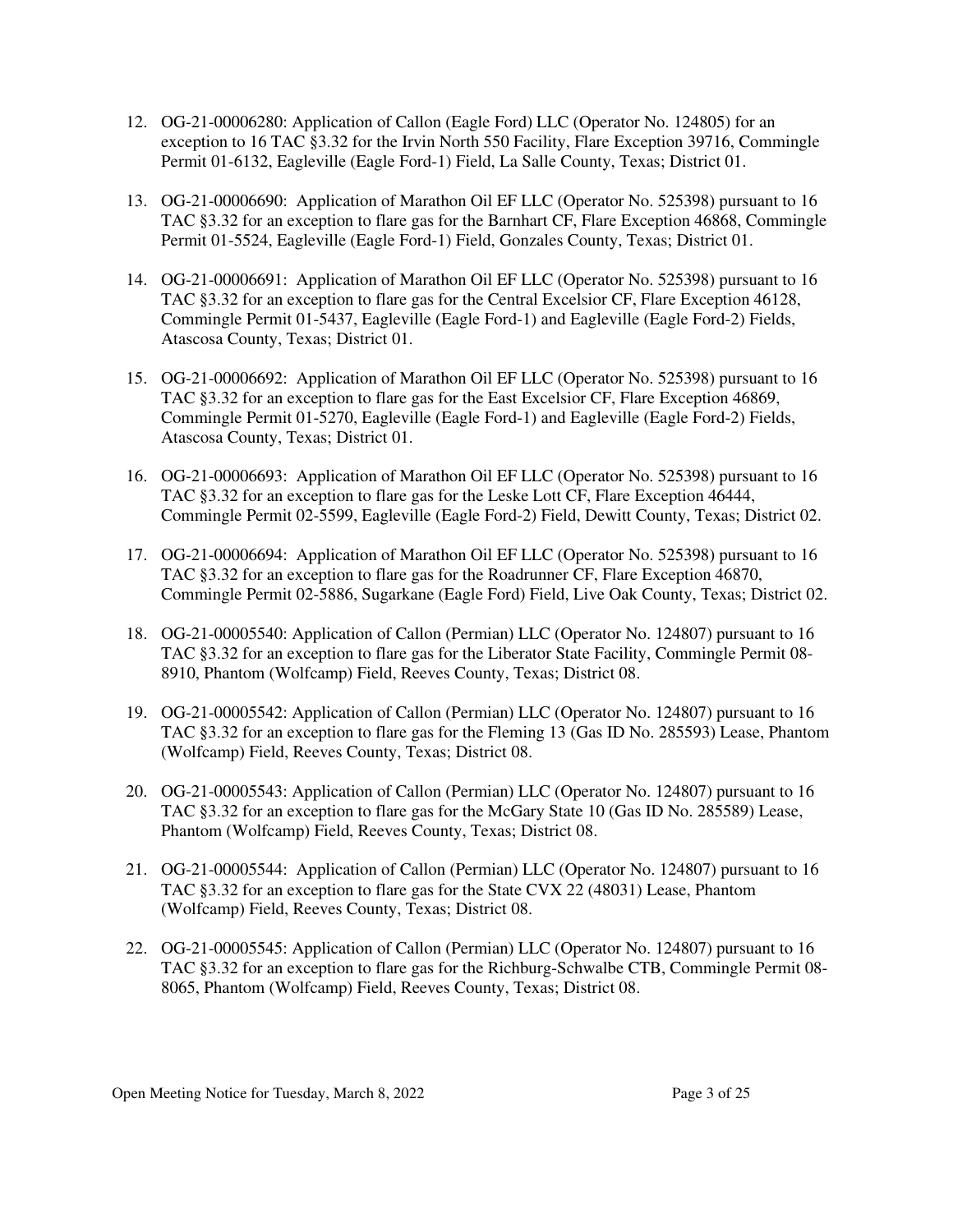12. OG-21-00006280: Application of Callon (Eagle Ford) LLC (Operator No. 124805) for an exception to 16 TAC §3.32 for the Irvin North 550 Facility, Flare Exception 39716, Commingle Permit 01-6132, Eagleville (Eagle Ford-1) Field, La Salle County, Texas; District 01.

13. OG-21-00006690: Application of Marathon Oil EF LLC (Operator No. 525398) pursuant to 16 TAC §3.32 for an exception to flare gas for the Barnhart CF, Flare Exception 46868, Commingle Permit 01-5524, Eagleville (Eagle Ford-1) Field, Gonzales County, Texas; District 01.

14. OG-21-00006691: Application of Marathon Oil EF LLC (Operator No. 525398) pursuant to 16 TAC §3.32 for an exception to flare gas for the Central Excelsior CF, Flare Exception 46128, Commingle Permit 01-5437, Eagleville (Eagle Ford-1) and Eagleville (Eagle Ford-2) Fields, Atascosa County, Texas; District 01.

15. OG-21-00006692: Application of Marathon Oil EF LLC (Operator No. 525398) pursuant to 16 TAC §3.32 for an exception to flare gas for the East Excelsior CF, Flare Exception 46869, Commingle Permit 01-5270, Eagleville (Eagle Ford-1) and Eagleville (Eagle Ford-2) Fields, Atascosa County, Texas; District 01.

16. OG-21-00006693: Application of Marathon Oil EF LLC (Operator No. 525398) pursuant to 16 TAC §3.32 for an exception to flare gas for the Leske Lott CF, Flare Exception 46444, Commingle Permit 02-5599, Eagleville (Eagle Ford-2) Field, Dewitt County, Texas; District 02.

17. OG-21-00006694: Application of Marathon Oil EF LLC (Operator No. 525398) pursuant to 16 TAC §3.32 for an exception to flare gas for the Roadrunner CF, Flare Exception 46870, Commingle Permit 02-5886, Sugarkane (Eagle Ford) Field, Live Oak County, Texas; District 02.

18. OG-21-00005540: Application of Callon (Permian) LLC (Operator No. 124807) pursuant to 16 TAC §3.32 for an exception to flare gas for the Liberator State Facility, Commingle Permit 08-8910, Phantom (Wolfcamp) Field, Reeves County, Texas; District 08.

19. OG-21-00005542: Application of Callon (Permian) LLC (Operator No. 124807) pursuant to 16 TAC §3.32 for an exception to flare gas for the Fleming 13 (Gas ID No. 285593) Lease, Phantom (Wolfcamp) Field, Reeves County, Texas; District 08.

20. OG-21-00005543: Application of Callon (Permian) LLC (Operator No. 124807) pursuant to 16 TAC §3.32 for an exception to flare gas for the McGary State 10 (Gas ID No. 285589) Lease, Phantom (Wolfcamp) Field, Reeves County, Texas; District 08.

21. OG-21-00005544: Application of Callon (Permian) LLC (Operator No. 124807) pursuant to 16 TAC §3.32 for an exception to flare gas for the State CVX 22 (48031) Lease, Phantom (Wolfcamp) Field, Reeves County, Texas; District 08.

22. OG-21-00005545: Application of Callon (Permian) LLC (Operator No. 124807) pursuant to 16 TAC §3.32 for an exception to flare gas for the Richburg-Schwalbe CTB, Commingle Permit 08-8065, Phantom (Wolfcamp) Field, Reeves County, Texas; District 08.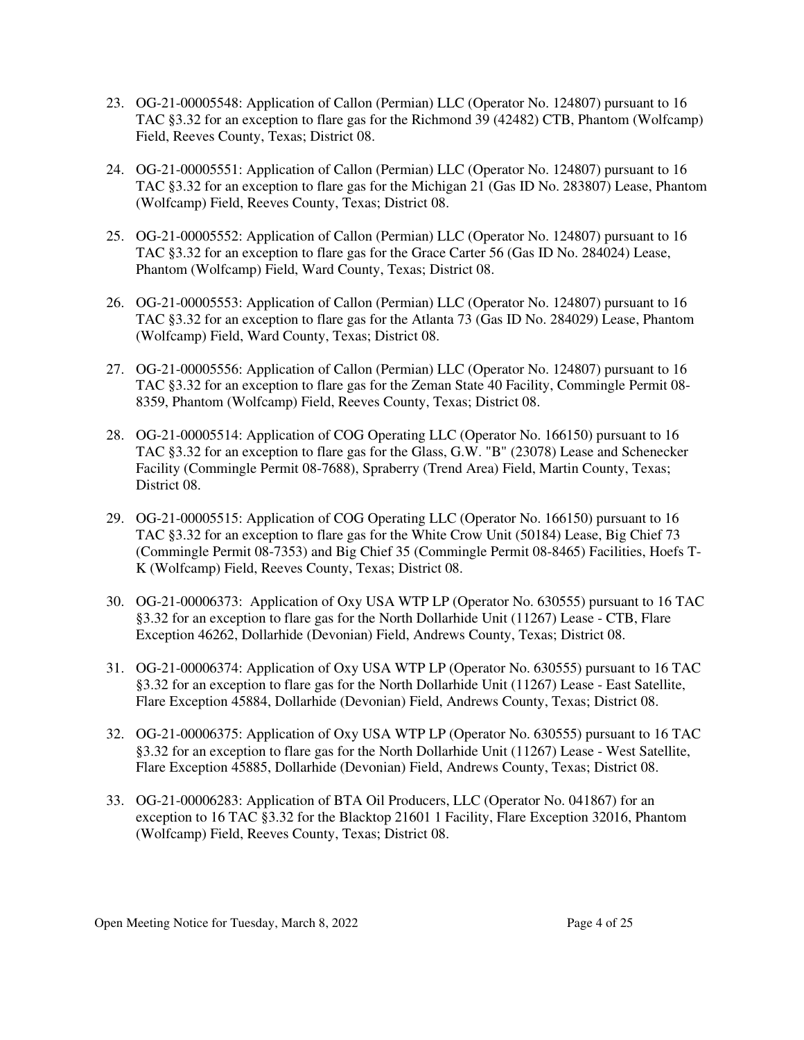23. OG-21-00005548: Application of Callon (Permian) LLC (Operator No. 124807) pursuant to 16 TAC §3.32 for an exception to flare gas for the Richmond 39 (42482) CTB, Phantom (Wolfcamp) Field, Reeves County, Texas; District 08.

24. OG-21-00005551: Application of Callon (Permian) LLC (Operator No. 124807) pursuant to 16 TAC §3.32 for an exception to flare gas for the Michigan 21 (Gas ID No. 283807) Lease, Phantom (Wolfcamp) Field, Reeves County, Texas; District 08.

25. OG-21-00005552: Application of Callon (Permian) LLC (Operator No. 124807) pursuant to 16 TAC §3.32 for an exception to flare gas for the Grace Carter 56 (Gas ID No. 284024) Lease, Phantom (Wolfcamp) Field, Ward County, Texas; District 08.

26. OG-21-00005553: Application of Callon (Permian) LLC (Operator No. 124807) pursuant to 16 TAC §3.32 for an exception to flare gas for the Atlanta 73 (Gas ID No. 284029) Lease, Phantom (Wolfcamp) Field, Ward County, Texas; District 08.

27. OG-21-00005556: Application of Callon (Permian) LLC (Operator No. 124807) pursuant to 16 TAC §3.32 for an exception to flare gas for the Zeman State 40 Facility, Commingle Permit 08-8359, Phantom (Wolfcamp) Field, Reeves County, Texas; District 08.

28. OG-21-00005514: Application of COG Operating LLC (Operator No. 166150) pursuant to 16 TAC §3.32 for an exception to flare gas for the Glass, G.W. "B" (23078) Lease and Schenecker Facility (Commingle Permit 08-7688), Spraberry (Trend Area) Field, Martin County, Texas; District 08.

29. OG-21-00005515: Application of COG Operating LLC (Operator No. 166150) pursuant to 16 TAC §3.32 for an exception to flare gas for the White Crow Unit (50184) Lease, Big Chief 73 (Commingle Permit 08-7353) and Big Chief 35 (Commingle Permit 08-8465) Facilities, Hoefs T-K (Wolfcamp) Field, Reeves County, Texas; District 08.

30. OG-21-00006373: Application of Oxy USA WTP LP (Operator No. 630555) pursuant to 16 TAC §3.32 for an exception to flare gas for the North Dollarhide Unit (11267) Lease - CTB, Flare Exception 46262, Dollarhide (Devonian) Field, Andrews County, Texas; District 08.

31. OG-21-00006374: Application of Oxy USA WTP LP (Operator No. 630555) pursuant to 16 TAC §3.32 for an exception to flare gas for the North Dollarhide Unit (11267) Lease - East Satellite, Flare Exception 45884, Dollarhide (Devonian) Field, Andrews County, Texas; District 08.

32. OG-21-00006375: Application of Oxy USA WTP LP (Operator No. 630555) pursuant to 16 TAC §3.32 for an exception to flare gas for the North Dollarhide Unit (11267) Lease - West Satellite, Flare Exception 45885, Dollarhide (Devonian) Field, Andrews County, Texas; District 08.

33. OG-21-00006283: Application of BTA Oil Producers, LLC (Operator No. 041867) for an exception to 16 TAC §3.32 for the Blacktop 21601 1 Facility, Flare Exception 32016, Phantom (Wolfcamp) Field, Reeves County, Texas; District 08.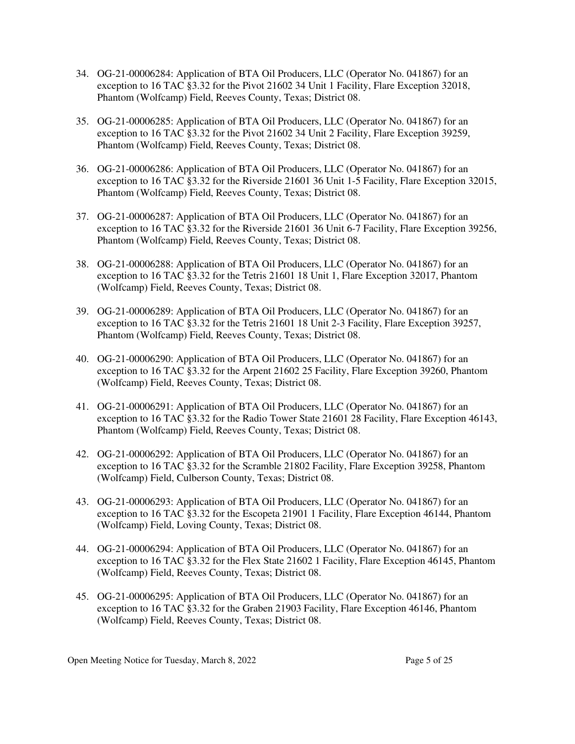34. OG-21-00006284: Application of BTA Oil Producers, LLC (Operator No. 041867) for an exception to 16 TAC §3.32 for the Pivot 21602 34 Unit 1 Facility, Flare Exception 32018, Phantom (Wolfcamp) Field, Reeves County, Texas; District 08.

35. OG-21-00006285: Application of BTA Oil Producers, LLC (Operator No. 041867) for an exception to 16 TAC §3.32 for the Pivot 21602 34 Unit 2 Facility, Flare Exception 39259, Phantom (Wolfcamp) Field, Reeves County, Texas; District 08.

36. OG-21-00006286: Application of BTA Oil Producers, LLC (Operator No. 041867) for an exception to 16 TAC §3.32 for the Riverside 21601 36 Unit 1-5 Facility, Flare Exception 32015, Phantom (Wolfcamp) Field, Reeves County, Texas; District 08.

37. OG-21-00006287: Application of BTA Oil Producers, LLC (Operator No. 041867) for an exception to 16 TAC §3.32 for the Riverside 21601 36 Unit 6-7 Facility, Flare Exception 39256, Phantom (Wolfcamp) Field, Reeves County, Texas; District 08.

38. OG-21-00006288: Application of BTA Oil Producers, LLC (Operator No. 041867) for an exception to 16 TAC §3.32 for the Tetris 21601 18 Unit 1, Flare Exception 32017, Phantom (Wolfcamp) Field, Reeves County, Texas; District 08.

39. OG-21-00006289: Application of BTA Oil Producers, LLC (Operator No. 041867) for an exception to 16 TAC §3.32 for the Tetris 21601 18 Unit 2-3 Facility, Flare Exception 39257, Phantom (Wolfcamp) Field, Reeves County, Texas; District 08.

40. OG-21-00006290: Application of BTA Oil Producers, LLC (Operator No. 041867) for an exception to 16 TAC §3.32 for the Arpent 21602 25 Facility, Flare Exception 39260, Phantom (Wolfcamp) Field, Reeves County, Texas; District 08.

41. OG-21-00006291: Application of BTA Oil Producers, LLC (Operator No. 041867) for an exception to 16 TAC §3.32 for the Radio Tower State 21601 28 Facility, Flare Exception 46143, Phantom (Wolfcamp) Field, Reeves County, Texas; District 08.

42. OG-21-00006292: Application of BTA Oil Producers, LLC (Operator No. 041867) for an exception to 16 TAC §3.32 for the Scramble 21802 Facility, Flare Exception 39258, Phantom (Wolfcamp) Field, Culberson County, Texas; District 08.

43. OG-21-00006293: Application of BTA Oil Producers, LLC (Operator No. 041867) for an exception to 16 TAC §3.32 for the Escopeta 21901 1 Facility, Flare Exception 46144, Phantom (Wolfcamp) Field, Loving County, Texas; District 08.

44. OG-21-00006294: Application of BTA Oil Producers, LLC (Operator No. 041867) for an exception to 16 TAC §3.32 for the Flex State 21602 1 Facility, Flare Exception 46145, Phantom (Wolfcamp) Field, Reeves County, Texas; District 08.

45. OG-21-00006295: Application of BTA Oil Producers, LLC (Operator No. 041867) for an exception to 16 TAC §3.32 for the Graben 21903 Facility, Flare Exception 46146, Phantom (Wolfcamp) Field, Reeves County, Texas; District 08.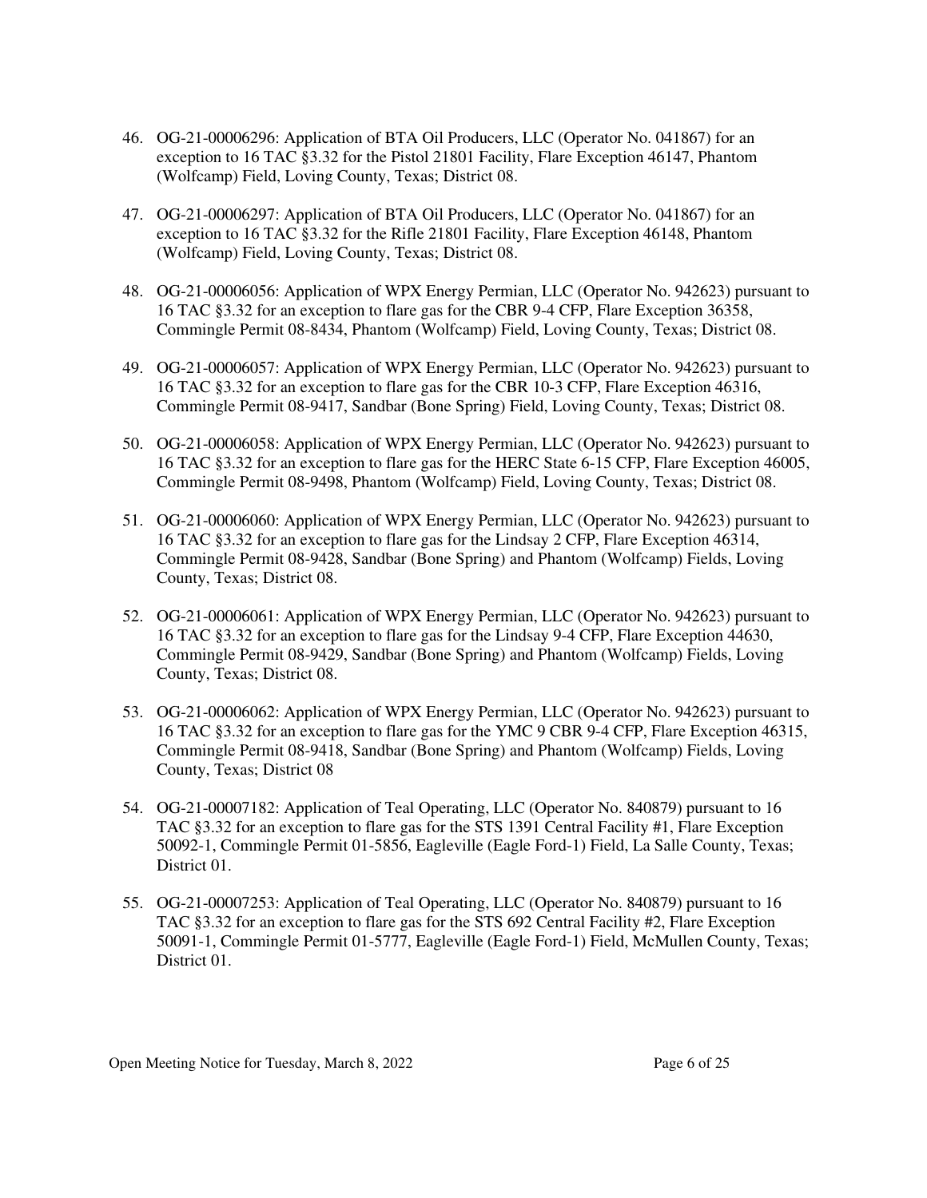46. OG-21-00006296: Application of BTA Oil Producers, LLC (Operator No. 041867) for an exception to 16 TAC §3.32 for the Pistol 21801 Facility, Flare Exception 46147, Phantom (Wolfcamp) Field, Loving County, Texas; District 08.

47. OG-21-00006297: Application of BTA Oil Producers, LLC (Operator No. 041867) for an exception to 16 TAC §3.32 for the Rifle 21801 Facility, Flare Exception 46148, Phantom (Wolfcamp) Field, Loving County, Texas; District 08.

48. OG-21-00006056: Application of WPX Energy Permian, LLC (Operator No. 942623) pursuant to 16 TAC §3.32 for an exception to flare gas for the CBR 9-4 CFP, Flare Exception 36358, Commingle Permit 08-8434, Phantom (Wolfcamp) Field, Loving County, Texas; District 08.

49. OG-21-00006057: Application of WPX Energy Permian, LLC (Operator No. 942623) pursuant to 16 TAC §3.32 for an exception to flare gas for the CBR 10-3 CFP, Flare Exception 46316, Commingle Permit 08-9417, Sandbar (Bone Spring) Field, Loving County, Texas; District 08.

50. OG-21-00006058: Application of WPX Energy Permian, LLC (Operator No. 942623) pursuant to 16 TAC §3.32 for an exception to flare gas for the HERC State 6-15 CFP, Flare Exception 46005, Commingle Permit 08-9498, Phantom (Wolfcamp) Field, Loving County, Texas; District 08.

51. OG-21-00006060: Application of WPX Energy Permian, LLC (Operator No. 942623) pursuant to 16 TAC §3.32 for an exception to flare gas for the Lindsay 2 CFP, Flare Exception 46314, Commingle Permit 08-9428, Sandbar (Bone Spring) and Phantom (Wolfcamp) Fields, Loving County, Texas; District 08.

52. OG-21-00006061: Application of WPX Energy Permian, LLC (Operator No. 942623) pursuant to 16 TAC §3.32 for an exception to flare gas for the Lindsay 9-4 CFP, Flare Exception 44630, Commingle Permit 08-9429, Sandbar (Bone Spring) and Phantom (Wolfcamp) Fields, Loving County, Texas; District 08.

53. OG-21-00006062: Application of WPX Energy Permian, LLC (Operator No. 942623) pursuant to 16 TAC §3.32 for an exception to flare gas for the YMC 9 CBR 9-4 CFP, Flare Exception 46315, Commingle Permit 08-9418, Sandbar (Bone Spring) and Phantom (Wolfcamp) Fields, Loving County, Texas; District 08

54. OG-21-00007182: Application of Teal Operating, LLC (Operator No. 840879) pursuant to 16 TAC §3.32 for an exception to flare gas for the STS 1391 Central Facility #1, Flare Exception 50092-1, Commingle Permit 01-5856, Eagleville (Eagle Ford-1) Field, La Salle County, Texas; District 01.

55. OG-21-00007253: Application of Teal Operating, LLC (Operator No. 840879) pursuant to 16 TAC §3.32 for an exception to flare gas for the STS 692 Central Facility #2, Flare Exception 50091-1, Commingle Permit 01-5777, Eagleville (Eagle Ford-1) Field, McMullen County, Texas; District 01.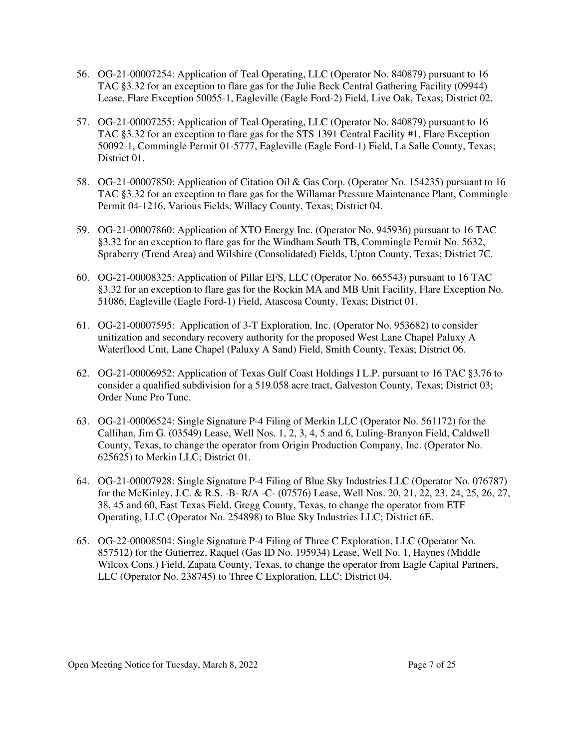56. OG-21-00007254: Application of Teal Operating, LLC (Operator No. 840879) pursuant to 16 TAC §3.32 for an exception to flare gas for the Julie Beck Central Gathering Facility (09944) Lease, Flare Exception 50055-1, Eagleville (Eagle Ford-2) Field, Live Oak, Texas; District 02.

57. OG-21-00007255: Application of Teal Operating, LLC (Operator No. 840879) pursuant to 16 TAC §3.32 for an exception to flare gas for the STS 1391 Central Facility #1, Flare Exception 50092-1, Commingle Permit 01-5777, Eagleville (Eagle Ford-1) Field, La Salle County, Texas; District 01.

58. OG-21-00007850: Application of Citation Oil & Gas Corp. (Operator No. 154235) pursuant to 16 TAC §3.32 for an exception to flare gas for the Willamar Pressure Maintenance Plant, Commingle Permit 04-1216, Various Fields, Willacy County, Texas; District 04.

59. OG-21-00007860: Application of XTO Energy Inc. (Operator No. 945936) pursuant to 16 TAC §3.32 for an exception to flare gas for the Windham South TB, Commingle Permit No. 5632, Spraberry (Trend Area) and Wilshire (Consolidated) Fields, Upton County, Texas; District 7C.

60. OG-21-00008325: Application of Pillar EFS, LLC (Operator No. 665543) pursuant to 16 TAC §3.32 for an exception to flare gas for the Rockin MA and MB Unit Facility, Flare Exception No. 51086, Eagleville (Eagle Ford-1) Field, Atascosa County, Texas; District 01.

61. OG-21-00007595: Application of 3-T Exploration, Inc. (Operator No. 953682) to consider unitization and secondary recovery authority for the proposed West Lane Chapel Paluxy A Waterflood Unit, Lane Chapel (Paluxy A Sand) Field, Smith County, Texas; District 06.

62. OG-21-00006952: Application of Texas Gulf Coast Holdings I L.P. pursuant to 16 TAC §3.76 to consider a qualified subdivision for a 519.058 acre tract, Galveston County, Texas; District 03; Order Nunc Pro Tunc.

63. OG-21-00006524: Single Signature P-4 Filing of Merkin LLC (Operator No. 561172) for the Callihan, Jim G. (03549) Lease, Well Nos. 1, 2, 3, 4, 5 and 6, Luling-Branyon Field, Caldwell County, Texas, to change the operator from Origin Production Company, Inc. (Operator No. 625625) to Merkin LLC; District 01.

64. OG-21-00007928: Single Signature P-4 Filing of Blue Sky Industries LLC (Operator No. 076787) for the McKinley, J.C. & R.S. -B- R/A -C- (07576) Lease, Well Nos. 20, 21, 22, 23, 24, 25, 26, 27, 38, 45 and 60, East Texas Field, Gregg County, Texas, to change the operator from ETF Operating, LLC (Operator No. 254898) to Blue Sky Industries LLC; District 6E.

65. OG-22-00008504: Single Signature P-4 Filing of Three C Exploration, LLC (Operator No. 857512) for the Gutierrez, Raquel (Gas ID No. 195934) Lease, Well No. 1, Haynes (Middle Wilcox Cons.) Field, Zapata County, Texas, to change the operator from Eagle Capital Partners, LLC (Operator No. 238745) to Three C Exploration, LLC; District 04.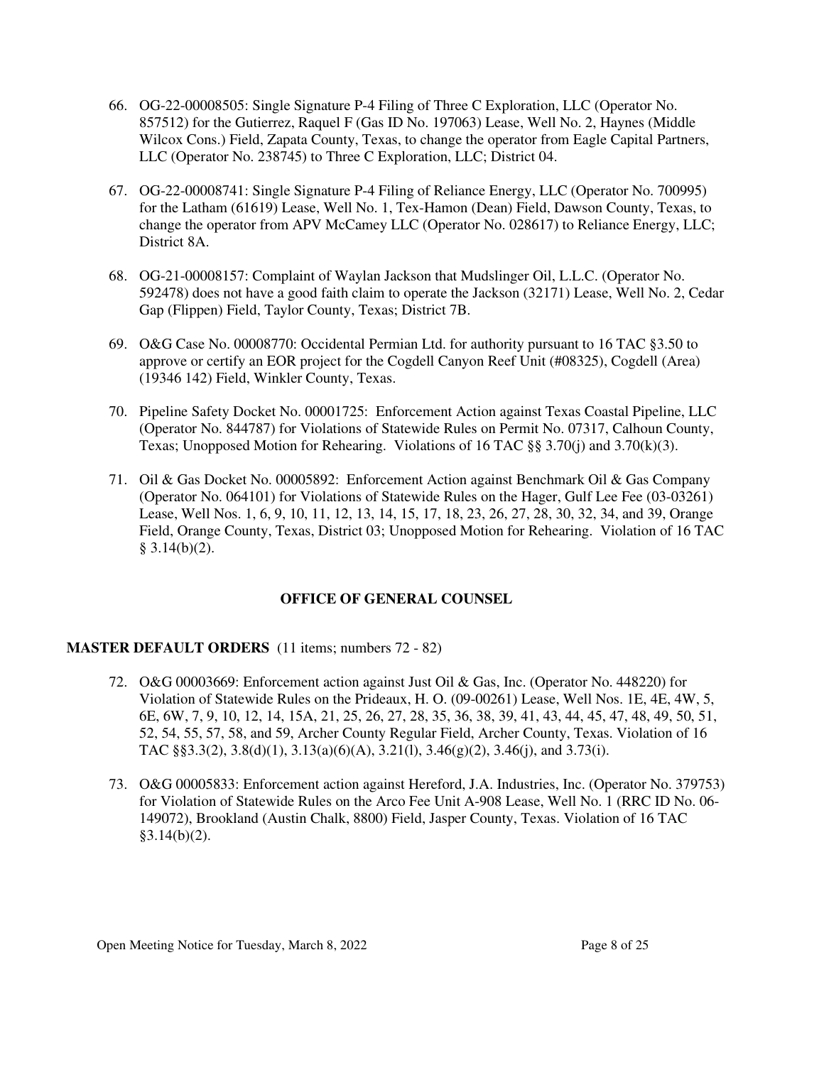66. OG-22-00008505: Single Signature P-4 Filing of Three C Exploration, LLC (Operator No. 857512) for the Gutierrez, Raquel F (Gas ID No. 197063) Lease, Well No. 2, Haynes (Middle Wilcox Cons.) Field, Zapata County, Texas, to change the operator from Eagle Capital Partners, LLC (Operator No. 238745) to Three C Exploration, LLC; District 04.

67. OG-22-00008741: Single Signature P-4 Filing of Reliance Energy, LLC (Operator No. 700995) for the Latham (61619) Lease, Well No. 1, Tex-Hamon (Dean) Field, Dawson County, Texas, to change the operator from APV McCamey LLC (Operator No. 028617) to Reliance Energy, LLC; District 8A.

68. OG-21-00008157: Complaint of Waylan Jackson that Mudslinger Oil, L.L.C. (Operator No. 592478) does not have a good faith claim to operate the Jackson (32171) Lease, Well No. 2, Cedar Gap (Flippen) Field, Taylor County, Texas; District 7B.

69. O&G Case No. 00008770: Occidental Permian Ltd. for authority pursuant to 16 TAC §3.50 to approve or certify an EOR project for the Cogdell Canyon Reef Unit (#08325), Cogdell (Area) (19346 142) Field, Winkler County, Texas.

70. Pipeline Safety Docket No. 00001725: Enforcement Action against Texas Coastal Pipeline, LLC (Operator No. 844787) for Violations of Statewide Rules on Permit No. 07317, Calhoun County, Texas; Unopposed Motion for Rehearing. Violations of 16 TAC §§ 3.70(j) and 3.70(k)(3).

71. Oil & Gas Docket No. 00005892: Enforcement Action against Benchmark Oil & Gas Company (Operator No. 064101) for Violations of Statewide Rules on the Hager, Gulf Lee Fee (03-03261) Lease, Well Nos. 1, 6, 9, 10, 11, 12, 13, 14, 15, 17, 18, 23, 26, 27, 28, 30, 32, 34, and 39, Orange Field, Orange County, Texas, District 03; Unopposed Motion for Rehearing. Violation of 16 TAC § 3.14(b)(2).

## OFFICE OF GENERAL COUNSEL

**MASTER DEFAULT ORDERS** (11 items; numbers 72 - 82)

72. O&G 00003669: Enforcement action against Just Oil & Gas, Inc. (Operator No. 448220) for Violation of Statewide Rules on the Prideaux, H. O. (09-00261) Lease, Well Nos. 1E, 4E, 4W, 5, 6E, 6W, 7, 9, 10, 12, 14, 15A, 21, 25, 26, 27, 28, 35, 36, 38, 39, 41, 43, 44, 45, 47, 48, 49, 50, 51, 52, 54, 55, 57, 58, and 59, Archer County Regular Field, Archer County, Texas. Violation of 16 TAC §§3.3(2), 3.8(d)(1), 3.13(a)(6)(A), 3.21(l), 3.46(g)(2), 3.46(j), and 3.73(i).

73. O&G 00005833: Enforcement action against Hereford, J.A. Industries, Inc. (Operator No. 379753) for Violation of Statewide Rules on the Arco Fee Unit A-908 Lease, Well No. 1 (RRC ID No. 06-149072), Brookland (Austin Chalk, 8800) Field, Jasper County, Texas. Violation of 16 TAC §3.14(b)(2).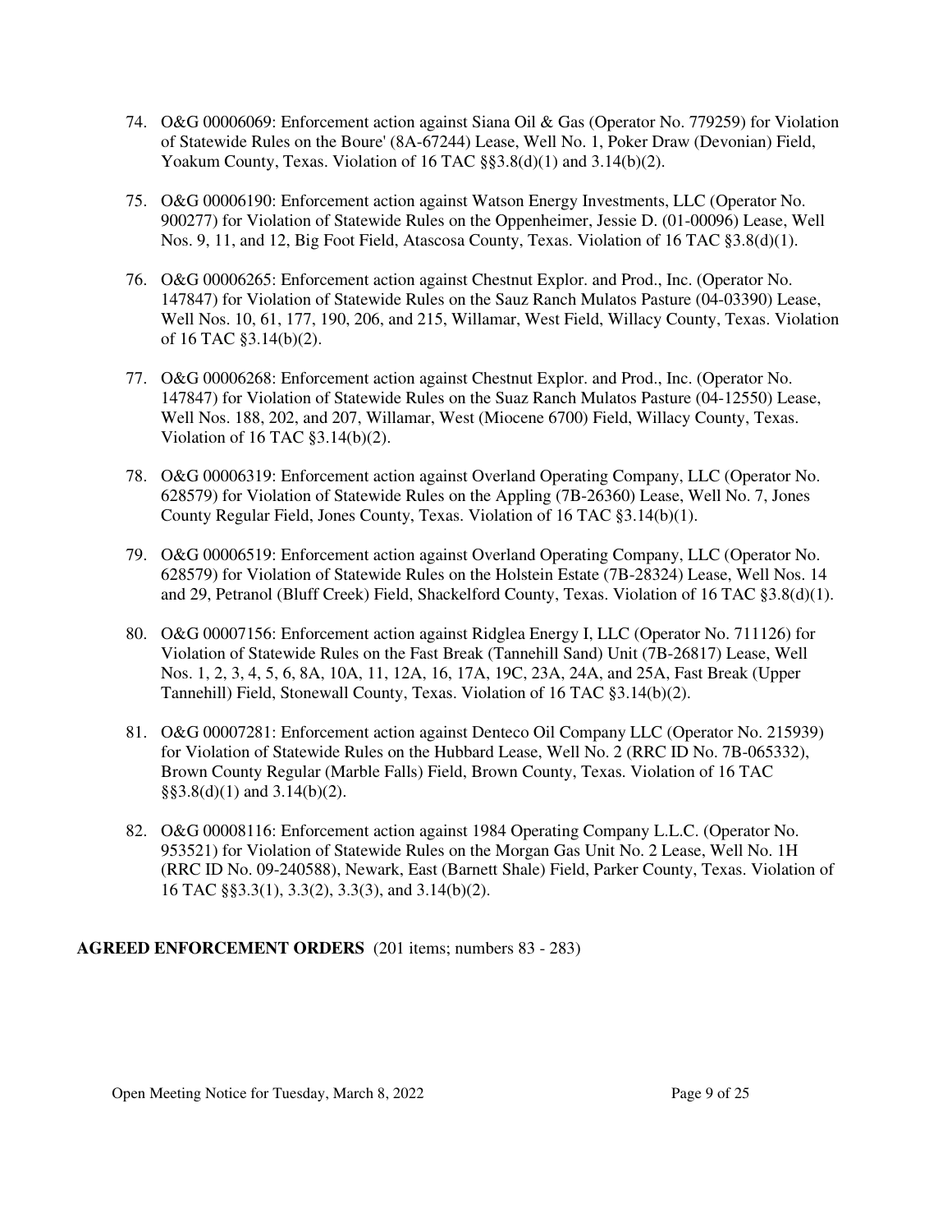74. O&G 00006069: Enforcement action against Siana Oil & Gas (Operator No. 779259) for Violation of Statewide Rules on the Boure' (8A-67244) Lease, Well No. 1, Poker Draw (Devonian) Field, Yoakum County, Texas. Violation of 16 TAC §§3.8(d)(1) and 3.14(b)(2).

75. O&G 00006190: Enforcement action against Watson Energy Investments, LLC (Operator No. 900277) for Violation of Statewide Rules on the Oppenheimer, Jessie D. (01-00096) Lease, Well Nos. 9, 11, and 12, Big Foot Field, Atascosa County, Texas. Violation of 16 TAC §3.8(d)(1).

76. O&G 00006265: Enforcement action against Chestnut Explor. and Prod., Inc. (Operator No. 147847) for Violation of Statewide Rules on the Sauz Ranch Mulatos Pasture (04-03390) Lease, Well Nos. 10, 61, 177, 190, 206, and 215, Willamar, West Field, Willacy County, Texas. Violation of 16 TAC §3.14(b)(2).

77. O&G 00006268: Enforcement action against Chestnut Explor. and Prod., Inc. (Operator No. 147847) for Violation of Statewide Rules on the Suaz Ranch Mulatos Pasture (04-12550) Lease, Well Nos. 188, 202, and 207, Willamar, West (Miocene 6700) Field, Willacy County, Texas. Violation of 16 TAC §3.14(b)(2).

78. O&G 00006319: Enforcement action against Overland Operating Company, LLC (Operator No. 628579) for Violation of Statewide Rules on the Appling (7B-26360) Lease, Well No. 7, Jones County Regular Field, Jones County, Texas. Violation of 16 TAC §3.14(b)(1).

79. O&G 00006519: Enforcement action against Overland Operating Company, LLC (Operator No. 628579) for Violation of Statewide Rules on the Holstein Estate (7B-28324) Lease, Well Nos. 14 and 29, Petranol (Bluff Creek) Field, Shackelford County, Texas. Violation of 16 TAC §3.8(d)(1).

80. O&G 00007156: Enforcement action against Ridglea Energy I, LLC (Operator No. 711126) for Violation of Statewide Rules on the Fast Break (Tannehill Sand) Unit (7B-26817) Lease, Well Nos. 1, 2, 3, 4, 5, 6, 8A, 10A, 11, 12A, 16, 17A, 19C, 23A, 24A, and 25A, Fast Break (Upper Tannehill) Field, Stonewall County, Texas. Violation of 16 TAC §3.14(b)(2).

81. O&G 00007281: Enforcement action against Denteco Oil Company LLC (Operator No. 215939) for Violation of Statewide Rules on the Hubbard Lease, Well No. 2 (RRC ID No. 7B-065332), Brown County Regular (Marble Falls) Field, Brown County, Texas. Violation of 16 TAC §§3.8(d)(1) and 3.14(b)(2).

82. O&G 00008116: Enforcement action against 1984 Operating Company L.L.C. (Operator No. 953521) for Violation of Statewide Rules on the Morgan Gas Unit No. 2 Lease, Well No. 1H (RRC ID No. 09-240588), Newark, East (Barnett Shale) Field, Parker County, Texas. Violation of 16 TAC §§3.3(1), 3.3(2), 3.3(3), and 3.14(b)(2).

**AGREED ENFORCEMENT ORDERS** (201 items; numbers 83 - 283)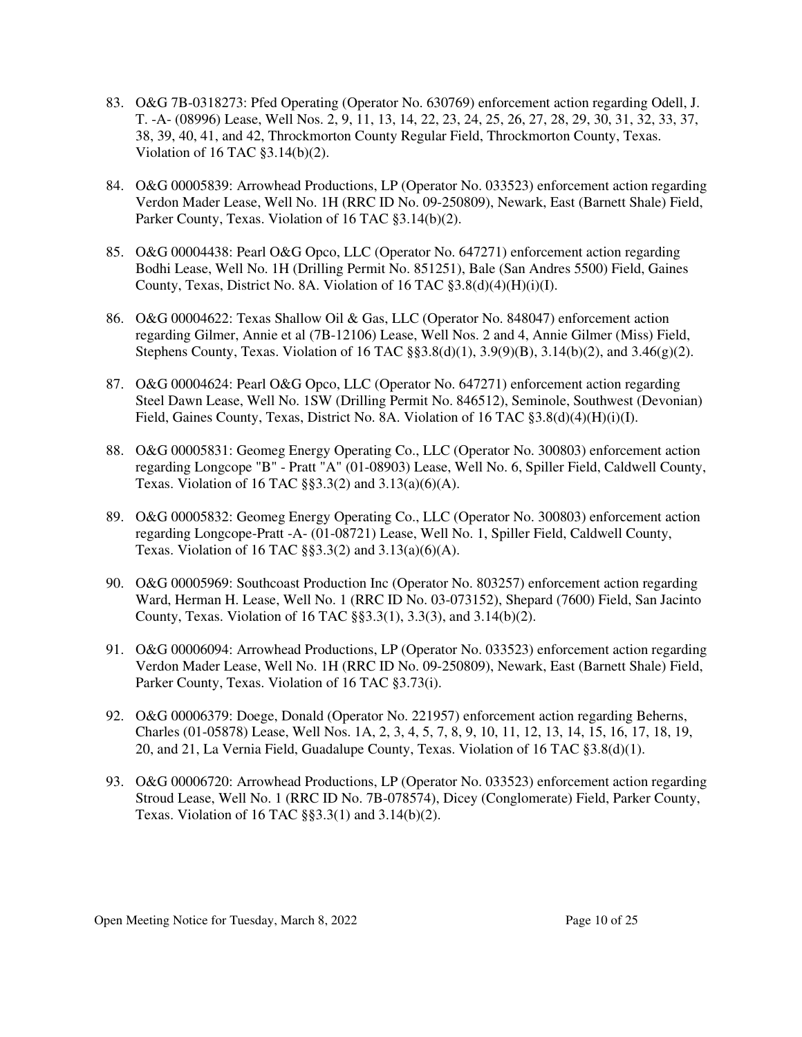83. O&G 7B-0318273: Pfed Operating (Operator No. 630769) enforcement action regarding Odell, J. T. -A- (08996) Lease, Well Nos. 2, 9, 11, 13, 14, 22, 23, 24, 25, 26, 27, 28, 29, 30, 31, 32, 33, 37, 38, 39, 40, 41, and 42, Throckmorton County Regular Field, Throckmorton County, Texas. Violation of 16 TAC §3.14(b)(2).

84. O&G 00005839: Arrowhead Productions, LP (Operator No. 033523) enforcement action regarding Verdon Mader Lease, Well No. 1H (RRC ID No. 09-250809), Newark, East (Barnett Shale) Field, Parker County, Texas. Violation of 16 TAC §3.14(b)(2).

85. O&G 00004438: Pearl O&G Opco, LLC (Operator No. 647271) enforcement action regarding Bodhi Lease, Well No. 1H (Drilling Permit No. 851251), Bale (San Andres 5500) Field, Gaines County, Texas, District No. 8A. Violation of 16 TAC §3.8(d)(4)(H)(i)(I).

86. O&G 00004622: Texas Shallow Oil & Gas, LLC (Operator No. 848047) enforcement action regarding Gilmer, Annie et al (7B-12106) Lease, Well Nos. 2 and 4, Annie Gilmer (Miss) Field, Stephens County, Texas. Violation of 16 TAC §§3.8(d)(1), 3.9(9)(B), 3.14(b)(2), and 3.46(g)(2).

87. O&G 00004624: Pearl O&G Opco, LLC (Operator No. 647271) enforcement action regarding Steel Dawn Lease, Well No. 1SW (Drilling Permit No. 846512), Seminole, Southwest (Devonian) Field, Gaines County, Texas, District No. 8A. Violation of 16 TAC §3.8(d)(4)(H)(i)(I).

88. O&G 00005831: Geomeg Energy Operating Co., LLC (Operator No. 300803) enforcement action regarding Longcope "B" - Pratt "A" (01-08903) Lease, Well No. 6, Spiller Field, Caldwell County, Texas. Violation of 16 TAC §§3.3(2) and 3.13(a)(6)(A).

89. O&G 00005832: Geomeg Energy Operating Co., LLC (Operator No. 300803) enforcement action regarding Longcope-Pratt -A- (01-08721) Lease, Well No. 1, Spiller Field, Caldwell County, Texas. Violation of 16 TAC §§3.3(2) and 3.13(a)(6)(A).

90. O&G 00005969: Southcoast Production Inc (Operator No. 803257) enforcement action regarding Ward, Herman H. Lease, Well No. 1 (RRC ID No. 03-073152), Shepard (7600) Field, San Jacinto County, Texas. Violation of 16 TAC §§3.3(1), 3.3(3), and 3.14(b)(2).

91. O&G 00006094: Arrowhead Productions, LP (Operator No. 033523) enforcement action regarding Verdon Mader Lease, Well No. 1H (RRC ID No. 09-250809), Newark, East (Barnett Shale) Field, Parker County, Texas. Violation of 16 TAC §3.73(i).

92. O&G 00006379: Doege, Donald (Operator No. 221957) enforcement action regarding Beherns, Charles (01-05878) Lease, Well Nos. 1A, 2, 3, 4, 5, 7, 8, 9, 10, 11, 12, 13, 14, 15, 16, 17, 18, 19, 20, and 21, La Vernia Field, Guadalupe County, Texas. Violation of 16 TAC §3.8(d)(1).

93. O&G 00006720: Arrowhead Productions, LP (Operator No. 033523) enforcement action regarding Stroud Lease, Well No. 1 (RRC ID No. 7B-078574), Dicey (Conglomerate) Field, Parker County, Texas. Violation of 16 TAC §§3.3(1) and 3.14(b)(2).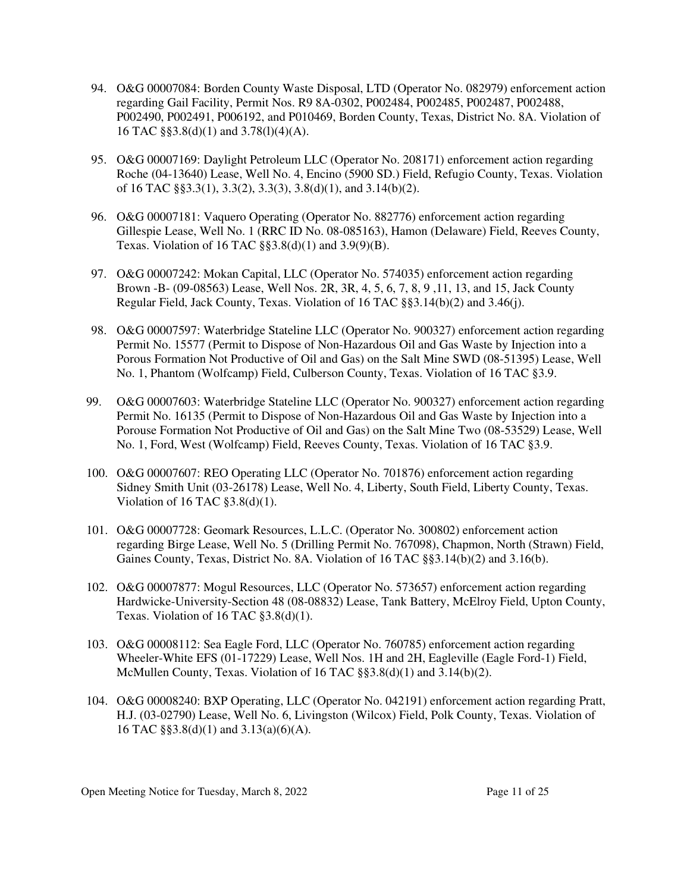94. O&G 00007084: Borden County Waste Disposal, LTD (Operator No. 082979) enforcement action regarding Gail Facility, Permit Nos. R9 8A-0302, P002484, P002485, P002487, P002488, P002490, P002491, P006192, and P010469, Borden County, Texas, District No. 8A. Violation of 16 TAC §§3.8(d)(1) and 3.78(l)(4)(A).

95. O&G 00007169: Daylight Petroleum LLC (Operator No. 208171) enforcement action regarding Roche (04-13640) Lease, Well No. 4, Encino (5900 SD.) Field, Refugio County, Texas. Violation of 16 TAC §§3.3(1), 3.3(2), 3.3(3), 3.8(d)(1), and 3.14(b)(2).

96. O&G 00007181: Vaquero Operating (Operator No. 882776) enforcement action regarding Gillespie Lease, Well No. 1 (RRC ID No. 08-085163), Hamon (Delaware) Field, Reeves County, Texas. Violation of 16 TAC §§3.8(d)(1) and 3.9(9)(B).

97. O&G 00007242: Mokan Capital, LLC (Operator No. 574035) enforcement action regarding Brown -B- (09-08563) Lease, Well Nos. 2R, 3R, 4, 5, 6, 7, 8, 9 ,11, 13, and 15, Jack County Regular Field, Jack County, Texas. Violation of 16 TAC §§3.14(b)(2) and 3.46(j).

98. O&G 00007597: Waterbridge Stateline LLC (Operator No. 900327) enforcement action regarding Permit No. 15577 (Permit to Dispose of Non-Hazardous Oil and Gas Waste by Injection into a Porous Formation Not Productive of Oil and Gas) on the Salt Mine SWD (08-51395) Lease, Well No. 1, Phantom (Wolfcamp) Field, Culberson County, Texas. Violation of 16 TAC §3.9.

99. O&G 00007603: Waterbridge Stateline LLC (Operator No. 900327) enforcement action regarding Permit No. 16135 (Permit to Dispose of Non-Hazardous Oil and Gas Waste by Injection into a Porouse Formation Not Productive of Oil and Gas) on the Salt Mine Two (08-53529) Lease, Well No. 1, Ford, West (Wolfcamp) Field, Reeves County, Texas. Violation of 16 TAC §3.9.

100. O&G 00007607: REO Operating LLC (Operator No. 701876) enforcement action regarding Sidney Smith Unit (03-26178) Lease, Well No. 4, Liberty, South Field, Liberty County, Texas. Violation of 16 TAC §3.8(d)(1).

101. O&G 00007728: Geomark Resources, L.L.C. (Operator No. 300802) enforcement action regarding Birge Lease, Well No. 5 (Drilling Permit No. 767098), Chapmon, North (Strawn) Field, Gaines County, Texas, District No. 8A. Violation of 16 TAC §§3.14(b)(2) and 3.16(b).

102. O&G 00007877: Mogul Resources, LLC (Operator No. 573657) enforcement action regarding Hardwicke-University-Section 48 (08-08832) Lease, Tank Battery, McElroy Field, Upton County, Texas. Violation of 16 TAC §3.8(d)(1).

103. O&G 00008112: Sea Eagle Ford, LLC (Operator No. 760785) enforcement action regarding Wheeler-White EFS (01-17229) Lease, Well Nos. 1H and 2H, Eagleville (Eagle Ford-1) Field, McMullen County, Texas. Violation of 16 TAC §§3.8(d)(1) and 3.14(b)(2).

104. O&G 00008240: BXP Operating, LLC (Operator No. 042191) enforcement action regarding Pratt, H.J. (03-02790) Lease, Well No. 6, Livingston (Wilcox) Field, Polk County, Texas. Violation of 16 TAC §§3.8(d)(1) and 3.13(a)(6)(A).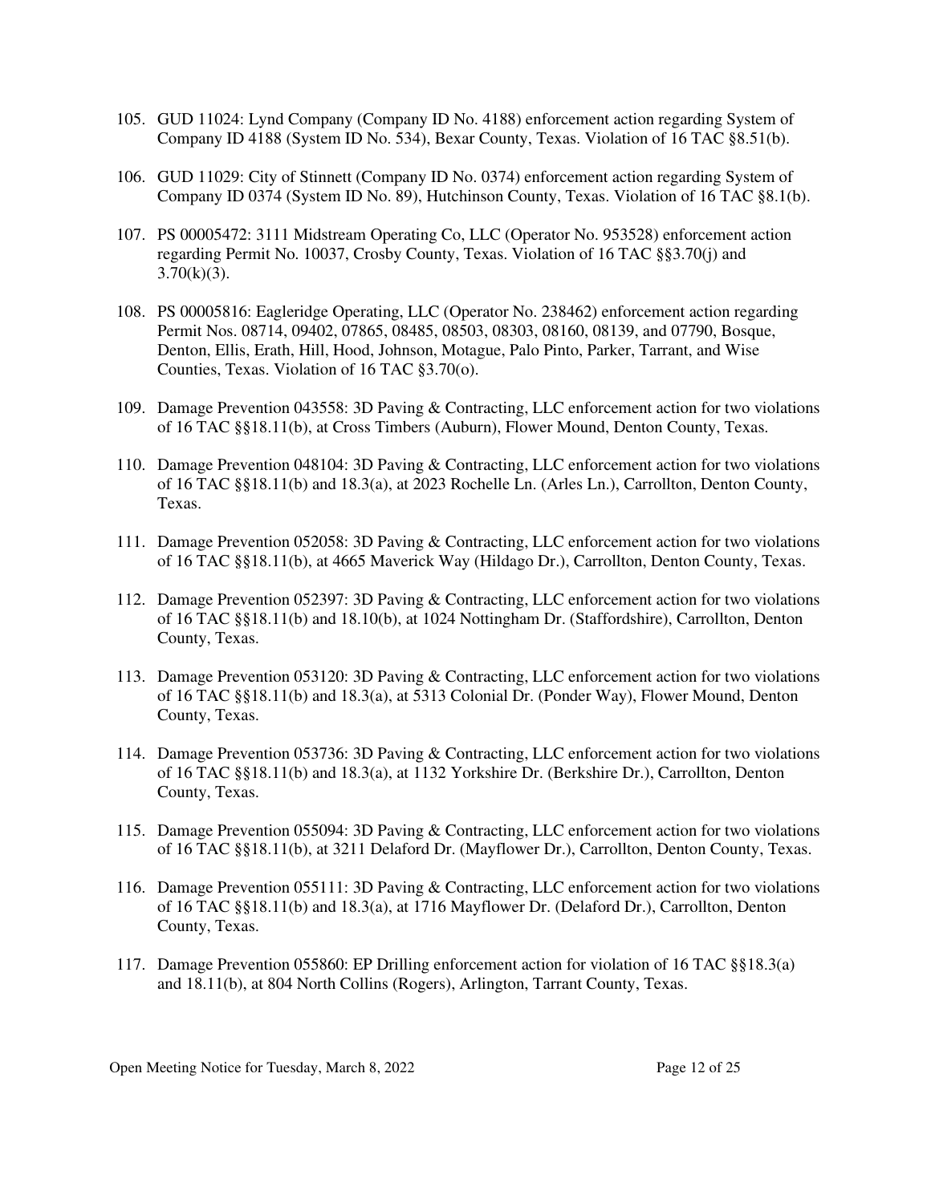105. GUD 11024: Lynd Company (Company ID No. 4188) enforcement action regarding System of Company ID 4188 (System ID No. 534), Bexar County, Texas. Violation of 16 TAC §8.51(b).

106. GUD 11029: City of Stinnett (Company ID No. 0374) enforcement action regarding System of Company ID 0374 (System ID No. 89), Hutchinson County, Texas. Violation of 16 TAC §8.1(b).

107. PS 00005472: 3111 Midstream Operating Co, LLC (Operator No. 953528) enforcement action regarding Permit No. 10037, Crosby County, Texas. Violation of 16 TAC §§3.70(j) and 3.70(k)(3).

108. PS 00005816: Eagleridge Operating, LLC (Operator No. 238462) enforcement action regarding Permit Nos. 08714, 09402, 07865, 08485, 08503, 08303, 08160, 08139, and 07790, Bosque, Denton, Ellis, Erath, Hill, Hood, Johnson, Motague, Palo Pinto, Parker, Tarrant, and Wise Counties, Texas. Violation of 16 TAC §3.70(o).

109. Damage Prevention 043558: 3D Paving & Contracting, LLC enforcement action for two violations of 16 TAC §§18.11(b), at Cross Timbers (Auburn), Flower Mound, Denton County, Texas.

110. Damage Prevention 048104: 3D Paving & Contracting, LLC enforcement action for two violations of 16 TAC §§18.11(b) and 18.3(a), at 2023 Rochelle Ln. (Arles Ln.), Carrollton, Denton County, Texas.

111. Damage Prevention 052058: 3D Paving & Contracting, LLC enforcement action for two violations of 16 TAC §§18.11(b), at 4665 Maverick Way (Hildago Dr.), Carrollton, Denton County, Texas.

112. Damage Prevention 052397: 3D Paving & Contracting, LLC enforcement action for two violations of 16 TAC §§18.11(b) and 18.10(b), at 1024 Nottingham Dr. (Staffordshire), Carrollton, Denton County, Texas.

113. Damage Prevention 053120: 3D Paving & Contracting, LLC enforcement action for two violations of 16 TAC §§18.11(b) and 18.3(a), at 5313 Colonial Dr. (Ponder Way), Flower Mound, Denton County, Texas.

114. Damage Prevention 053736: 3D Paving & Contracting, LLC enforcement action for two violations of 16 TAC §§18.11(b) and 18.3(a), at 1132 Yorkshire Dr. (Berkshire Dr.), Carrollton, Denton County, Texas.

115. Damage Prevention 055094: 3D Paving & Contracting, LLC enforcement action for two violations of 16 TAC §§18.11(b), at 3211 Delaford Dr. (Mayflower Dr.), Carrollton, Denton County, Texas.

116. Damage Prevention 055111: 3D Paving & Contracting, LLC enforcement action for two violations of 16 TAC §§18.11(b) and 18.3(a), at 1716 Mayflower Dr. (Delaford Dr.), Carrollton, Denton County, Texas.

117. Damage Prevention 055860: EP Drilling enforcement action for violation of 16 TAC §§18.3(a) and 18.11(b), at 804 North Collins (Rogers), Arlington, Tarrant County, Texas.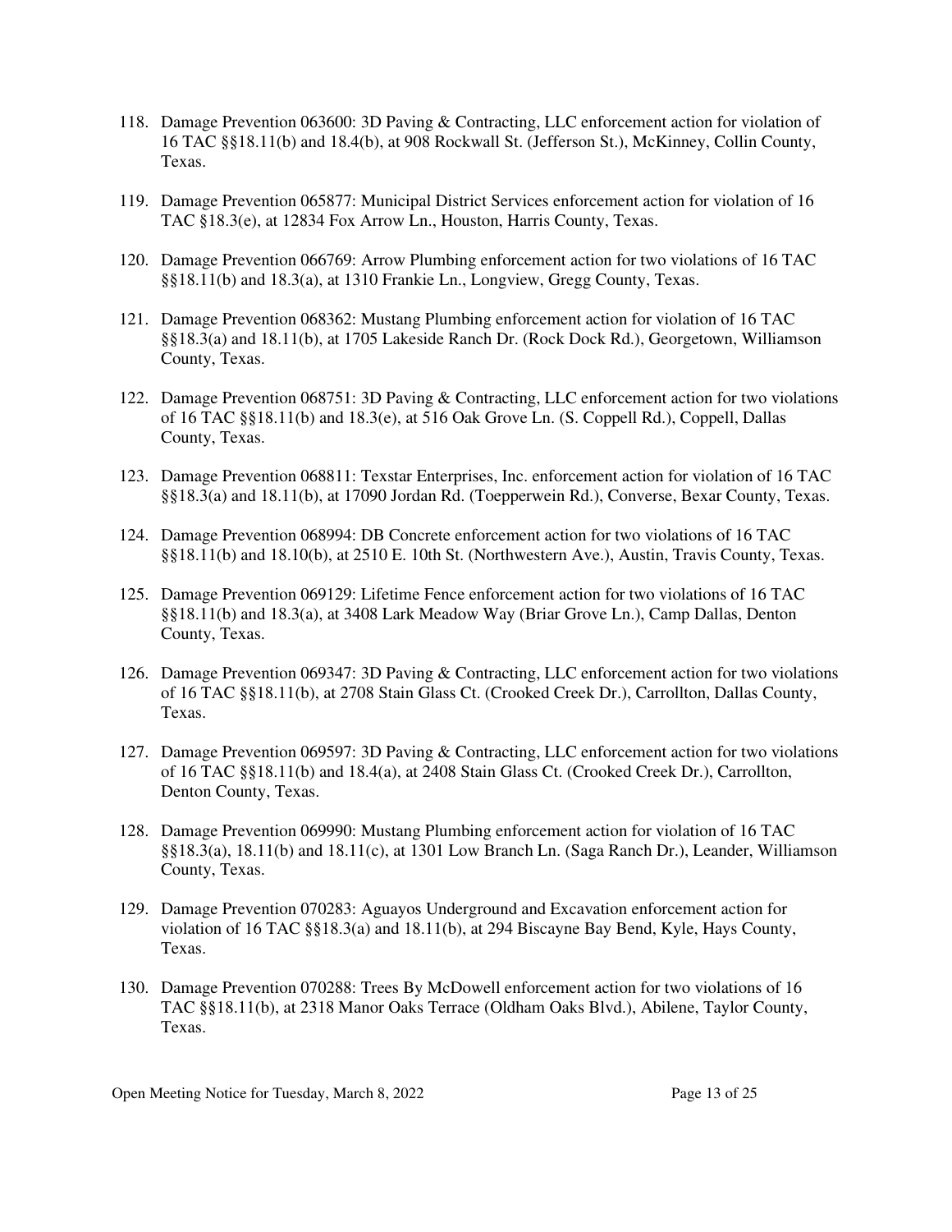118. Damage Prevention 063600: 3D Paving & Contracting, LLC enforcement action for violation of 16 TAC §§18.11(b) and 18.4(b), at 908 Rockwall St. (Jefferson St.), McKinney, Collin County, Texas.

119. Damage Prevention 065877: Municipal District Services enforcement action for violation of 16 TAC §18.3(e), at 12834 Fox Arrow Ln., Houston, Harris County, Texas.

120. Damage Prevention 066769: Arrow Plumbing enforcement action for two violations of 16 TAC §§18.11(b) and 18.3(a), at 1310 Frankie Ln., Longview, Gregg County, Texas.

121. Damage Prevention 068362: Mustang Plumbing enforcement action for violation of 16 TAC §§18.3(a) and 18.11(b), at 1705 Lakeside Ranch Dr. (Rock Dock Rd.), Georgetown, Williamson County, Texas.

122. Damage Prevention 068751: 3D Paving & Contracting, LLC enforcement action for two violations of 16 TAC §§18.11(b) and 18.3(e), at 516 Oak Grove Ln. (S. Coppell Rd.), Coppell, Dallas County, Texas.

123. Damage Prevention 068811: Texstar Enterprises, Inc. enforcement action for violation of 16 TAC §§18.3(a) and 18.11(b), at 17090 Jordan Rd. (Toepperwein Rd.), Converse, Bexar County, Texas.

124. Damage Prevention 068994: DB Concrete enforcement action for two violations of 16 TAC §§18.11(b) and 18.10(b), at 2510 E. 10th St. (Northwestern Ave.), Austin, Travis County, Texas.

125. Damage Prevention 069129: Lifetime Fence enforcement action for two violations of 16 TAC §§18.11(b) and 18.3(a), at 3408 Lark Meadow Way (Briar Grove Ln.), Camp Dallas, Denton County, Texas.

126. Damage Prevention 069347: 3D Paving & Contracting, LLC enforcement action for two violations of 16 TAC §§18.11(b), at 2708 Stain Glass Ct. (Crooked Creek Dr.), Carrollton, Dallas County, Texas.

127. Damage Prevention 069597: 3D Paving & Contracting, LLC enforcement action for two violations of 16 TAC §§18.11(b) and 18.4(a), at 2408 Stain Glass Ct. (Crooked Creek Dr.), Carrollton, Denton County, Texas.

128. Damage Prevention 069990: Mustang Plumbing enforcement action for violation of 16 TAC §§18.3(a), 18.11(b) and 18.11(c), at 1301 Low Branch Ln. (Saga Ranch Dr.), Leander, Williamson County, Texas.

129. Damage Prevention 070283: Aguayos Underground and Excavation enforcement action for violation of 16 TAC §§18.3(a) and 18.11(b), at 294 Biscayne Bay Bend, Kyle, Hays County, Texas.

130. Damage Prevention 070288: Trees By McDowell enforcement action for two violations of 16 TAC §§18.11(b), at 2318 Manor Oaks Terrace (Oldham Oaks Blvd.), Abilene, Taylor County, Texas.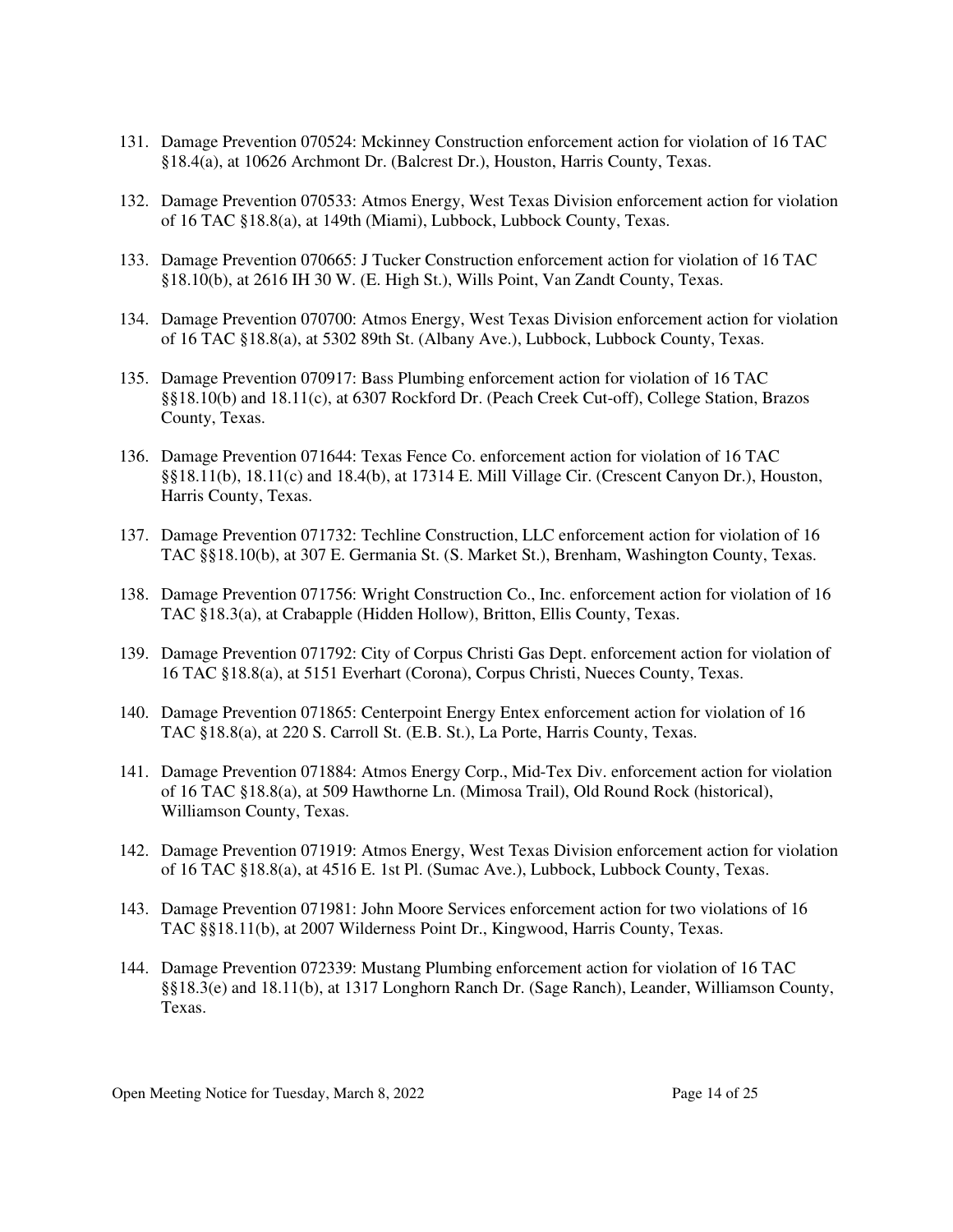131. Damage Prevention 070524: Mckinney Construction enforcement action for violation of 16 TAC §18.4(a), at 10626 Archmont Dr. (Balcrest Dr.), Houston, Harris County, Texas.

132. Damage Prevention 070533: Atmos Energy, West Texas Division enforcement action for violation of 16 TAC §18.8(a), at 149th (Miami), Lubbock, Lubbock County, Texas.

133. Damage Prevention 070665: J Tucker Construction enforcement action for violation of 16 TAC §18.10(b), at 2616 IH 30 W. (E. High St.), Wills Point, Van Zandt County, Texas.

134. Damage Prevention 070700: Atmos Energy, West Texas Division enforcement action for violation of 16 TAC §18.8(a), at 5302 89th St. (Albany Ave.), Lubbock, Lubbock County, Texas.

135. Damage Prevention 070917: Bass Plumbing enforcement action for violation of 16 TAC §§18.10(b) and 18.11(c), at 6307 Rockford Dr. (Peach Creek Cut-off), College Station, Brazos County, Texas.

136. Damage Prevention 071644: Texas Fence Co. enforcement action for violation of 16 TAC §§18.11(b), 18.11(c) and 18.4(b), at 17314 E. Mill Village Cir. (Crescent Canyon Dr.), Houston, Harris County, Texas.

137. Damage Prevention 071732: Techline Construction, LLC enforcement action for violation of 16 TAC §§18.10(b), at 307 E. Germania St. (S. Market St.), Brenham, Washington County, Texas.

138. Damage Prevention 071756: Wright Construction Co., Inc. enforcement action for violation of 16 TAC §18.3(a), at Crabapple (Hidden Hollow), Britton, Ellis County, Texas.

139. Damage Prevention 071792: City of Corpus Christi Gas Dept. enforcement action for violation of 16 TAC §18.8(a), at 5151 Everhart (Corona), Corpus Christi, Nueces County, Texas.

140. Damage Prevention 071865: Centerpoint Energy Entex enforcement action for violation of 16 TAC §18.8(a), at 220 S. Carroll St. (E.B. St.), La Porte, Harris County, Texas.

141. Damage Prevention 071884: Atmos Energy Corp., Mid-Tex Div. enforcement action for violation of 16 TAC §18.8(a), at 509 Hawthorne Ln. (Mimosa Trail), Old Round Rock (historical), Williamson County, Texas.

142. Damage Prevention 071919: Atmos Energy, West Texas Division enforcement action for violation of 16 TAC §18.8(a), at 4516 E. 1st Pl. (Sumac Ave.), Lubbock, Lubbock County, Texas.

143. Damage Prevention 071981: John Moore Services enforcement action for two violations of 16 TAC §§18.11(b), at 2007 Wilderness Point Dr., Kingwood, Harris County, Texas.

144. Damage Prevention 072339: Mustang Plumbing enforcement action for violation of 16 TAC §§18.3(e) and 18.11(b), at 1317 Longhorn Ranch Dr. (Sage Ranch), Leander, Williamson County, Texas.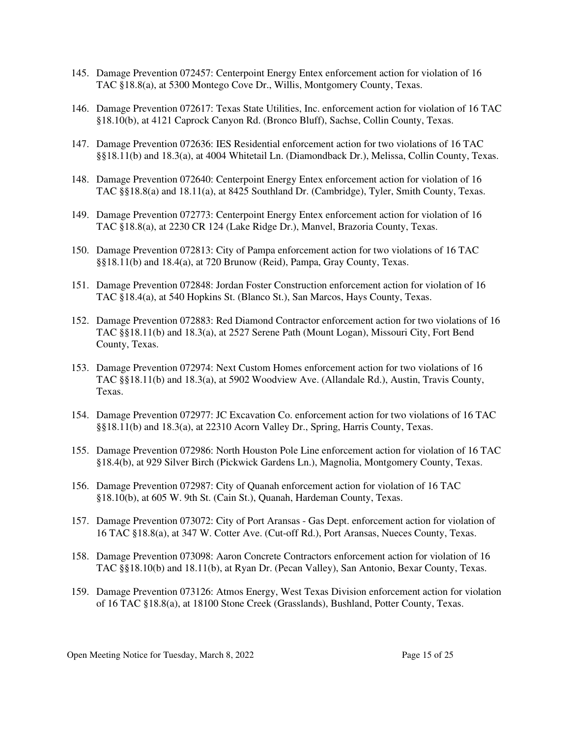145. Damage Prevention 072457: Centerpoint Energy Entex enforcement action for violation of 16 TAC §18.8(a), at 5300 Montego Cove Dr., Willis, Montgomery County, Texas.

146. Damage Prevention 072617: Texas State Utilities, Inc. enforcement action for violation of 16 TAC §18.10(b), at 4121 Caprock Canyon Rd. (Bronco Bluff), Sachse, Collin County, Texas.

147. Damage Prevention 072636: IES Residential enforcement action for two violations of 16 TAC §§18.11(b) and 18.3(a), at 4004 Whitetail Ln. (Diamondback Dr.), Melissa, Collin County, Texas.

148. Damage Prevention 072640: Centerpoint Energy Entex enforcement action for violation of 16 TAC §§18.8(a) and 18.11(a), at 8425 Southland Dr. (Cambridge), Tyler, Smith County, Texas.

149. Damage Prevention 072773: Centerpoint Energy Entex enforcement action for violation of 16 TAC §18.8(a), at 2230 CR 124 (Lake Ridge Dr.), Manvel, Brazoria County, Texas.

150. Damage Prevention 072813: City of Pampa enforcement action for two violations of 16 TAC §§18.11(b) and 18.4(a), at 720 Brunow (Reid), Pampa, Gray County, Texas.

151. Damage Prevention 072848: Jordan Foster Construction enforcement action for violation of 16 TAC §18.4(a), at 540 Hopkins St. (Blanco St.), San Marcos, Hays County, Texas.

152. Damage Prevention 072883: Red Diamond Contractor enforcement action for two violations of 16 TAC §§18.11(b) and 18.3(a), at 2527 Serene Path (Mount Logan), Missouri City, Fort Bend County, Texas.

153. Damage Prevention 072974: Next Custom Homes enforcement action for two violations of 16 TAC §§18.11(b) and 18.3(a), at 5902 Woodview Ave. (Allandale Rd.), Austin, Travis County, Texas.

154. Damage Prevention 072977: JC Excavation Co. enforcement action for two violations of 16 TAC §§18.11(b) and 18.3(a), at 22310 Acorn Valley Dr., Spring, Harris County, Texas.

155. Damage Prevention 072986: North Houston Pole Line enforcement action for violation of 16 TAC §18.4(b), at 929 Silver Birch (Pickwick Gardens Ln.), Magnolia, Montgomery County, Texas.

156. Damage Prevention 072987: City of Quanah enforcement action for violation of 16 TAC §18.10(b), at 605 W. 9th St. (Cain St.), Quanah, Hardeman County, Texas.

157. Damage Prevention 073072: City of Port Aransas - Gas Dept. enforcement action for violation of 16 TAC §18.8(a), at 347 W. Cotter Ave. (Cut-off Rd.), Port Aransas, Nueces County, Texas.

158. Damage Prevention 073098: Aaron Concrete Contractors enforcement action for violation of 16 TAC §§18.10(b) and 18.11(b), at Ryan Dr. (Pecan Valley), San Antonio, Bexar County, Texas.

159. Damage Prevention 073126: Atmos Energy, West Texas Division enforcement action for violation of 16 TAC §18.8(a), at 18100 Stone Creek (Grasslands), Bushland, Potter County, Texas.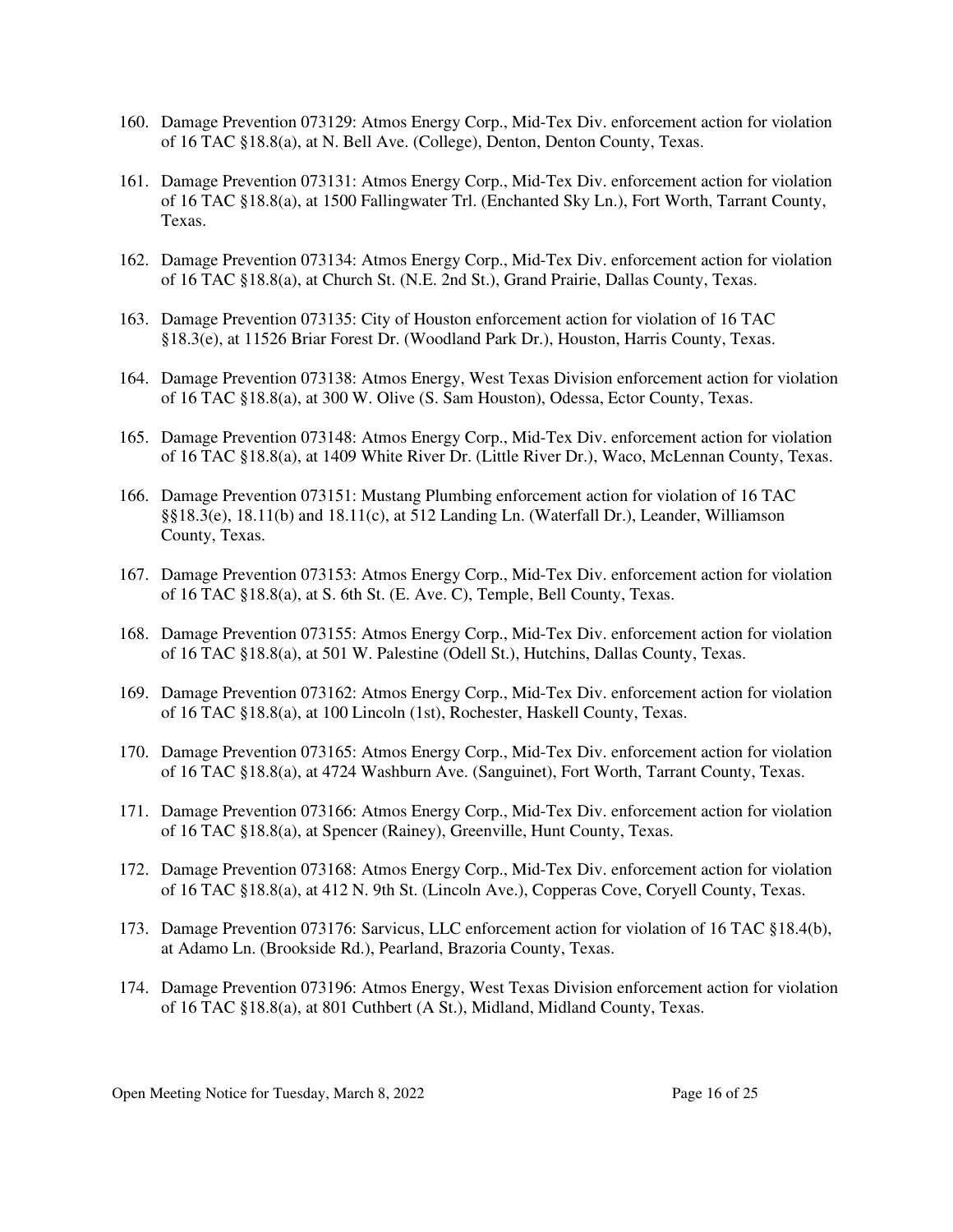160. Damage Prevention 073129: Atmos Energy Corp., Mid-Tex Div. enforcement action for violation of 16 TAC §18.8(a), at N. Bell Ave. (College), Denton, Denton County, Texas.

161. Damage Prevention 073131: Atmos Energy Corp., Mid-Tex Div. enforcement action for violation of 16 TAC §18.8(a), at 1500 Fallingwater Trl. (Enchanted Sky Ln.), Fort Worth, Tarrant County, Texas.

162. Damage Prevention 073134: Atmos Energy Corp., Mid-Tex Div. enforcement action for violation of 16 TAC §18.8(a), at Church St. (N.E. 2nd St.), Grand Prairie, Dallas County, Texas.

163. Damage Prevention 073135: City of Houston enforcement action for violation of 16 TAC §18.3(e), at 11526 Briar Forest Dr. (Woodland Park Dr.), Houston, Harris County, Texas.

164. Damage Prevention 073138: Atmos Energy, West Texas Division enforcement action for violation of 16 TAC §18.8(a), at 300 W. Olive (S. Sam Houston), Odessa, Ector County, Texas.

165. Damage Prevention 073148: Atmos Energy Corp., Mid-Tex Div. enforcement action for violation of 16 TAC §18.8(a), at 1409 White River Dr. (Little River Dr.), Waco, McLennan County, Texas.

166. Damage Prevention 073151: Mustang Plumbing enforcement action for violation of 16 TAC §§18.3(e), 18.11(b) and 18.11(c), at 512 Landing Ln. (Waterfall Dr.), Leander, Williamson County, Texas.

167. Damage Prevention 073153: Atmos Energy Corp., Mid-Tex Div. enforcement action for violation of 16 TAC §18.8(a), at S. 6th St. (E. Ave. C), Temple, Bell County, Texas.

168. Damage Prevention 073155: Atmos Energy Corp., Mid-Tex Div. enforcement action for violation of 16 TAC §18.8(a), at 501 W. Palestine (Odell St.), Hutchins, Dallas County, Texas.

169. Damage Prevention 073162: Atmos Energy Corp., Mid-Tex Div. enforcement action for violation of 16 TAC §18.8(a), at 100 Lincoln (1st), Rochester, Haskell County, Texas.

170. Damage Prevention 073165: Atmos Energy Corp., Mid-Tex Div. enforcement action for violation of 16 TAC §18.8(a), at 4724 Washburn Ave. (Sanguinet), Fort Worth, Tarrant County, Texas.

171. Damage Prevention 073166: Atmos Energy Corp., Mid-Tex Div. enforcement action for violation of 16 TAC §18.8(a), at Spencer (Rainey), Greenville, Hunt County, Texas.

172. Damage Prevention 073168: Atmos Energy Corp., Mid-Tex Div. enforcement action for violation of 16 TAC §18.8(a), at 412 N. 9th St. (Lincoln Ave.), Copperas Cove, Coryell County, Texas.

173. Damage Prevention 073176: Sarvicus, LLC enforcement action for violation of 16 TAC §18.4(b), at Adamo Ln. (Brookside Rd.), Pearland, Brazoria County, Texas.

174. Damage Prevention 073196: Atmos Energy, West Texas Division enforcement action for violation of 16 TAC §18.8(a), at 801 Cuthbert (A St.), Midland, Midland County, Texas.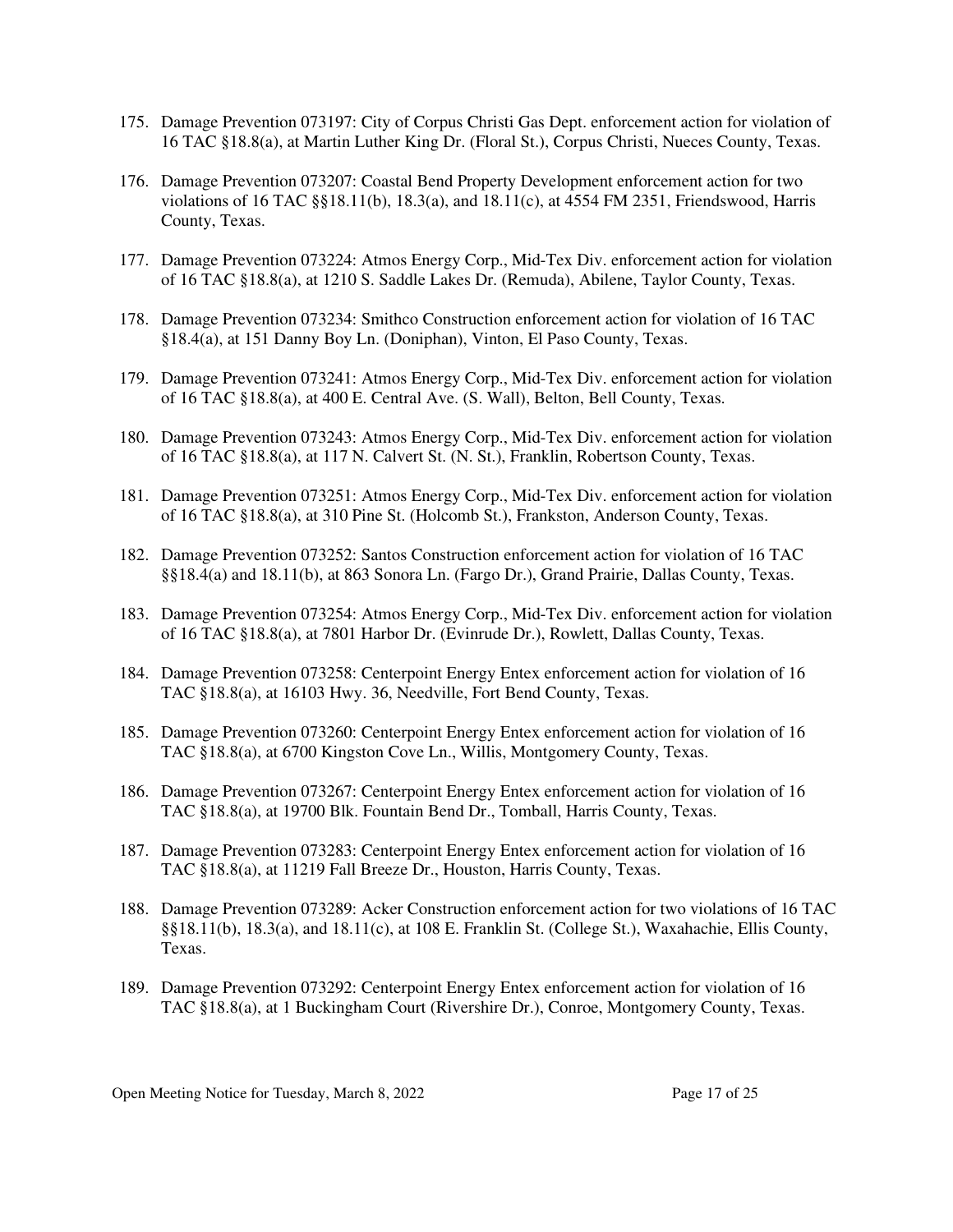175. Damage Prevention 073197: City of Corpus Christi Gas Dept. enforcement action for violation of 16 TAC §18.8(a), at Martin Luther King Dr. (Floral St.), Corpus Christi, Nueces County, Texas.

176. Damage Prevention 073207: Coastal Bend Property Development enforcement action for two violations of 16 TAC §§18.11(b), 18.3(a), and 18.11(c), at 4554 FM 2351, Friendswood, Harris County, Texas.

177. Damage Prevention 073224: Atmos Energy Corp., Mid-Tex Div. enforcement action for violation of 16 TAC §18.8(a), at 1210 S. Saddle Lakes Dr. (Remuda), Abilene, Taylor County, Texas.

178. Damage Prevention 073234: Smithco Construction enforcement action for violation of 16 TAC §18.4(a), at 151 Danny Boy Ln. (Doniphan), Vinton, El Paso County, Texas.

179. Damage Prevention 073241: Atmos Energy Corp., Mid-Tex Div. enforcement action for violation of 16 TAC §18.8(a), at 400 E. Central Ave. (S. Wall), Belton, Bell County, Texas.

180. Damage Prevention 073243: Atmos Energy Corp., Mid-Tex Div. enforcement action for violation of 16 TAC §18.8(a), at 117 N. Calvert St. (N. St.), Franklin, Robertson County, Texas.

181. Damage Prevention 073251: Atmos Energy Corp., Mid-Tex Div. enforcement action for violation of 16 TAC §18.8(a), at 310 Pine St. (Holcomb St.), Frankston, Anderson County, Texas.

182. Damage Prevention 073252: Santos Construction enforcement action for violation of 16 TAC §§18.4(a) and 18.11(b), at 863 Sonora Ln. (Fargo Dr.), Grand Prairie, Dallas County, Texas.

183. Damage Prevention 073254: Atmos Energy Corp., Mid-Tex Div. enforcement action for violation of 16 TAC §18.8(a), at 7801 Harbor Dr. (Evinrude Dr.), Rowlett, Dallas County, Texas.

184. Damage Prevention 073258: Centerpoint Energy Entex enforcement action for violation of 16 TAC §18.8(a), at 16103 Hwy. 36, Needville, Fort Bend County, Texas.

185. Damage Prevention 073260: Centerpoint Energy Entex enforcement action for violation of 16 TAC §18.8(a), at 6700 Kingston Cove Ln., Willis, Montgomery County, Texas.

186. Damage Prevention 073267: Centerpoint Energy Entex enforcement action for violation of 16 TAC §18.8(a), at 19700 Blk. Fountain Bend Dr., Tomball, Harris County, Texas.

187. Damage Prevention 073283: Centerpoint Energy Entex enforcement action for violation of 16 TAC §18.8(a), at 11219 Fall Breeze Dr., Houston, Harris County, Texas.

188. Damage Prevention 073289: Acker Construction enforcement action for two violations of 16 TAC §§18.11(b), 18.3(a), and 18.11(c), at 108 E. Franklin St. (College St.), Waxahachie, Ellis County, Texas.

189. Damage Prevention 073292: Centerpoint Energy Entex enforcement action for violation of 16 TAC §18.8(a), at 1 Buckingham Court (Rivershire Dr.), Conroe, Montgomery County, Texas.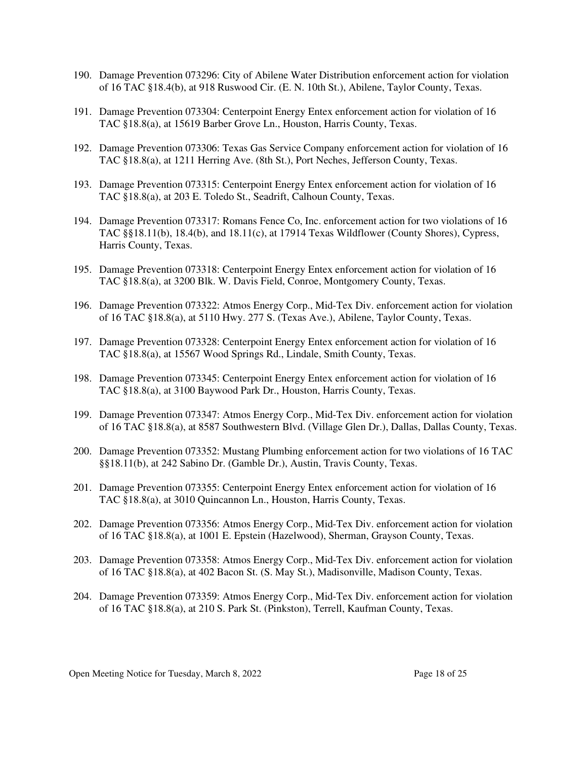190. Damage Prevention 073296: City of Abilene Water Distribution enforcement action for violation of 16 TAC §18.4(b), at 918 Ruswood Cir. (E. N. 10th St.), Abilene, Taylor County, Texas.

191. Damage Prevention 073304: Centerpoint Energy Entex enforcement action for violation of 16 TAC §18.8(a), at 15619 Barber Grove Ln., Houston, Harris County, Texas.

192. Damage Prevention 073306: Texas Gas Service Company enforcement action for violation of 16 TAC §18.8(a), at 1211 Herring Ave. (8th St.), Port Neches, Jefferson County, Texas.

193. Damage Prevention 073315: Centerpoint Energy Entex enforcement action for violation of 16 TAC §18.8(a), at 203 E. Toledo St., Seadrift, Calhoun County, Texas.

194. Damage Prevention 073317: Romans Fence Co, Inc. enforcement action for two violations of 16 TAC §§18.11(b), 18.4(b), and 18.11(c), at 17914 Texas Wildflower (County Shores), Cypress, Harris County, Texas.

195. Damage Prevention 073318: Centerpoint Energy Entex enforcement action for violation of 16 TAC §18.8(a), at 3200 Blk. W. Davis Field, Conroe, Montgomery County, Texas.

196. Damage Prevention 073322: Atmos Energy Corp., Mid-Tex Div. enforcement action for violation of 16 TAC §18.8(a), at 5110 Hwy. 277 S. (Texas Ave.), Abilene, Taylor County, Texas.

197. Damage Prevention 073328: Centerpoint Energy Entex enforcement action for violation of 16 TAC §18.8(a), at 15567 Wood Springs Rd., Lindale, Smith County, Texas.

198. Damage Prevention 073345: Centerpoint Energy Entex enforcement action for violation of 16 TAC §18.8(a), at 3100 Baywood Park Dr., Houston, Harris County, Texas.

199. Damage Prevention 073347: Atmos Energy Corp., Mid-Tex Div. enforcement action for violation of 16 TAC §18.8(a), at 8587 Southwestern Blvd. (Village Glen Dr.), Dallas, Dallas County, Texas.

200. Damage Prevention 073352: Mustang Plumbing enforcement action for two violations of 16 TAC §§18.11(b), at 242 Sabino Dr. (Gamble Dr.), Austin, Travis County, Texas.

201. Damage Prevention 073355: Centerpoint Energy Entex enforcement action for violation of 16 TAC §18.8(a), at 3010 Quincannon Ln., Houston, Harris County, Texas.

202. Damage Prevention 073356: Atmos Energy Corp., Mid-Tex Div. enforcement action for violation of 16 TAC §18.8(a), at 1001 E. Epstein (Hazelwood), Sherman, Grayson County, Texas.

203. Damage Prevention 073358: Atmos Energy Corp., Mid-Tex Div. enforcement action for violation of 16 TAC §18.8(a), at 402 Bacon St. (S. May St.), Madisonville, Madison County, Texas.

204. Damage Prevention 073359: Atmos Energy Corp., Mid-Tex Div. enforcement action for violation of 16 TAC §18.8(a), at 210 S. Park St. (Pinkston), Terrell, Kaufman County, Texas.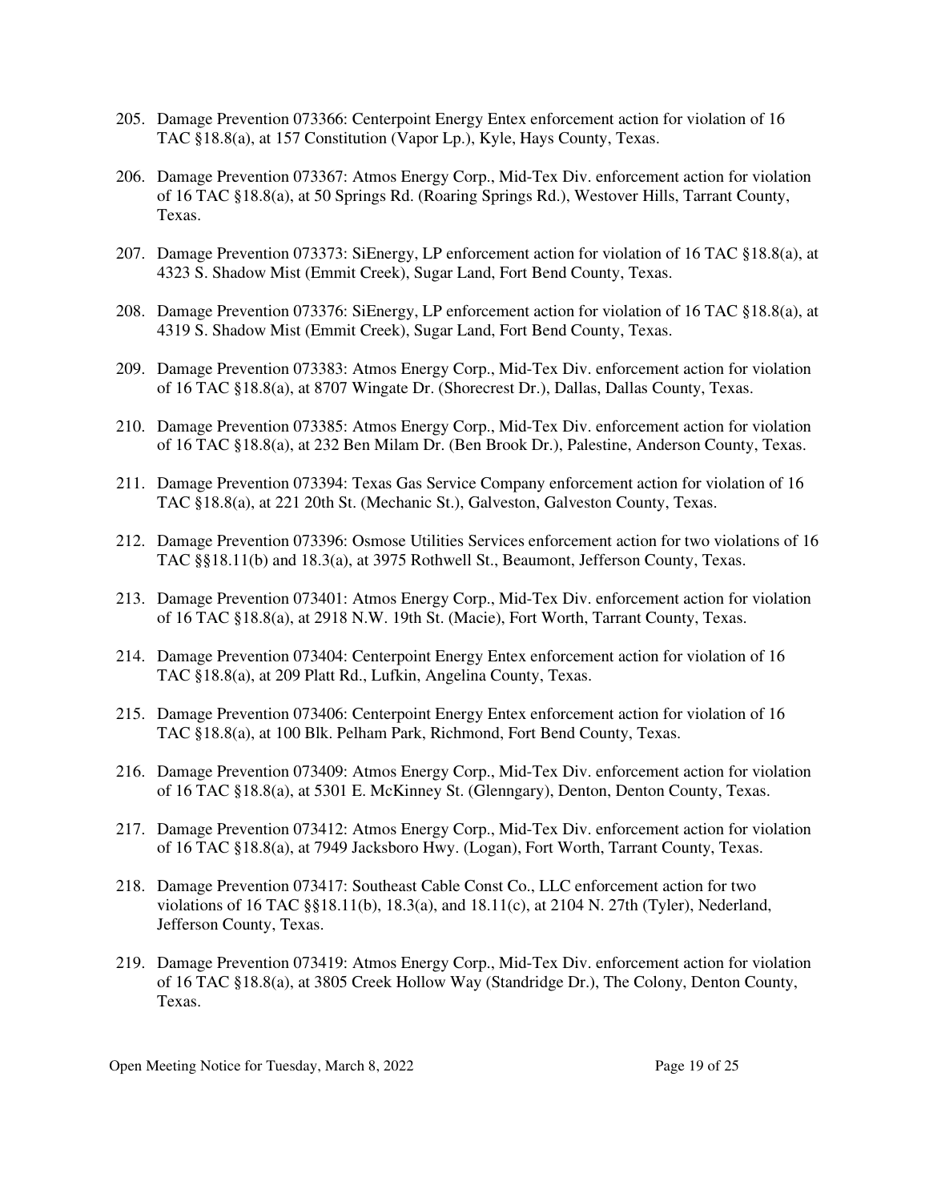205. Damage Prevention 073366: Centerpoint Energy Entex enforcement action for violation of 16 TAC §18.8(a), at 157 Constitution (Vapor Lp.), Kyle, Hays County, Texas.

206. Damage Prevention 073367: Atmos Energy Corp., Mid-Tex Div. enforcement action for violation of 16 TAC §18.8(a), at 50 Springs Rd. (Roaring Springs Rd.), Westover Hills, Tarrant County, Texas.

207. Damage Prevention 073373: SiEnergy, LP enforcement action for violation of 16 TAC §18.8(a), at 4323 S. Shadow Mist (Emmit Creek), Sugar Land, Fort Bend County, Texas.

208. Damage Prevention 073376: SiEnergy, LP enforcement action for violation of 16 TAC §18.8(a), at 4319 S. Shadow Mist (Emmit Creek), Sugar Land, Fort Bend County, Texas.

209. Damage Prevention 073383: Atmos Energy Corp., Mid-Tex Div. enforcement action for violation of 16 TAC §18.8(a), at 8707 Wingate Dr. (Shorecrest Dr.), Dallas, Dallas County, Texas.

210. Damage Prevention 073385: Atmos Energy Corp., Mid-Tex Div. enforcement action for violation of 16 TAC §18.8(a), at 232 Ben Milam Dr. (Ben Brook Dr.), Palestine, Anderson County, Texas.

211. Damage Prevention 073394: Texas Gas Service Company enforcement action for violation of 16 TAC §18.8(a), at 221 20th St. (Mechanic St.), Galveston, Galveston County, Texas.

212. Damage Prevention 073396: Osmose Utilities Services enforcement action for two violations of 16 TAC §§18.11(b) and 18.3(a), at 3975 Rothwell St., Beaumont, Jefferson County, Texas.

213. Damage Prevention 073401: Atmos Energy Corp., Mid-Tex Div. enforcement action for violation of 16 TAC §18.8(a), at 2918 N.W. 19th St. (Macie), Fort Worth, Tarrant County, Texas.

214. Damage Prevention 073404: Centerpoint Energy Entex enforcement action for violation of 16 TAC §18.8(a), at 209 Platt Rd., Lufkin, Angelina County, Texas.

215. Damage Prevention 073406: Centerpoint Energy Entex enforcement action for violation of 16 TAC §18.8(a), at 100 Blk. Pelham Park, Richmond, Fort Bend County, Texas.

216. Damage Prevention 073409: Atmos Energy Corp., Mid-Tex Div. enforcement action for violation of 16 TAC §18.8(a), at 5301 E. McKinney St. (Glenngary), Denton, Denton County, Texas.

217. Damage Prevention 073412: Atmos Energy Corp., Mid-Tex Div. enforcement action for violation of 16 TAC §18.8(a), at 7949 Jacksboro Hwy. (Logan), Fort Worth, Tarrant County, Texas.

218. Damage Prevention 073417: Southeast Cable Const Co., LLC enforcement action for two violations of 16 TAC §§18.11(b), 18.3(a), and 18.11(c), at 2104 N. 27th (Tyler), Nederland, Jefferson County, Texas.

219. Damage Prevention 073419: Atmos Energy Corp., Mid-Tex Div. enforcement action for violation of 16 TAC §18.8(a), at 3805 Creek Hollow Way (Standridge Dr.), The Colony, Denton County, Texas.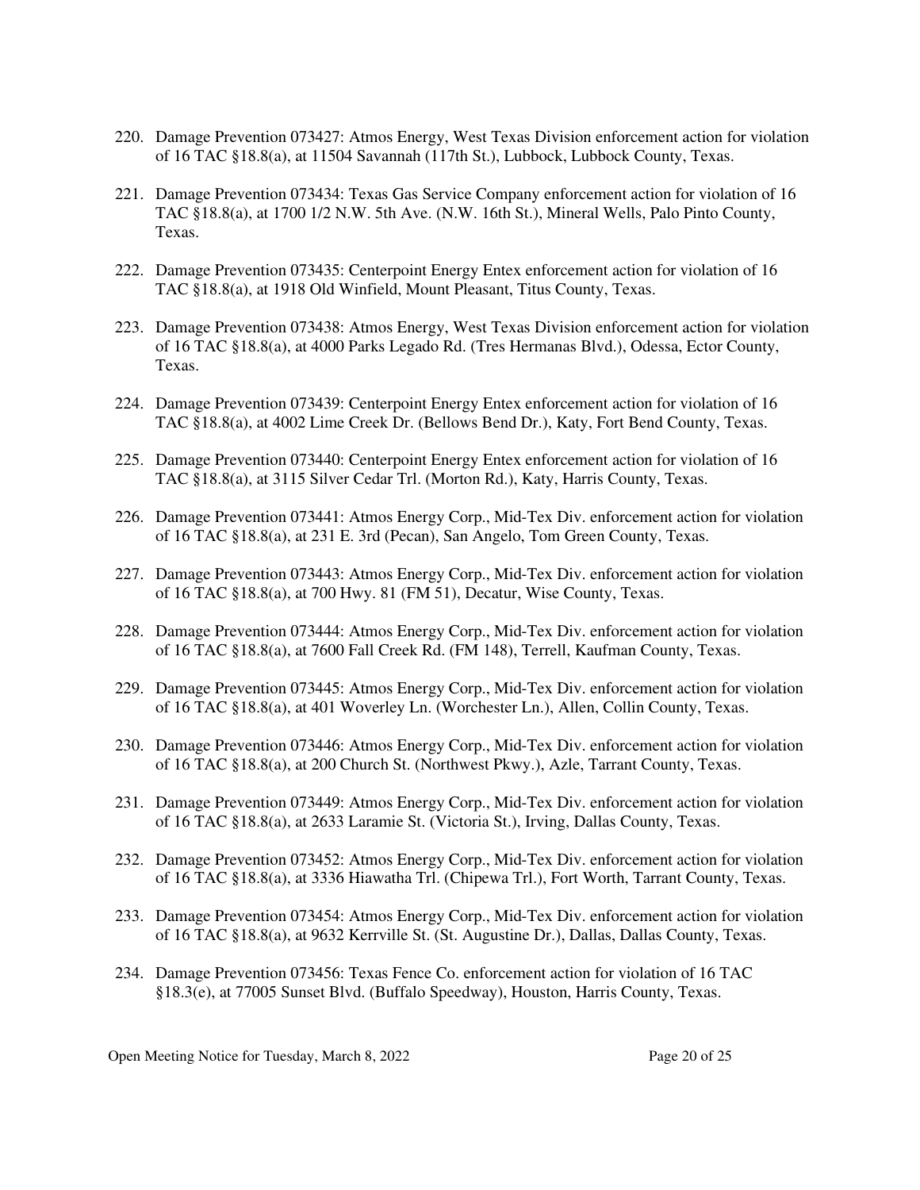220. Damage Prevention 073427: Atmos Energy, West Texas Division enforcement action for violation of 16 TAC §18.8(a), at 11504 Savannah (117th St.), Lubbock, Lubbock County, Texas.

221. Damage Prevention 073434: Texas Gas Service Company enforcement action for violation of 16 TAC §18.8(a), at 1700 1/2 N.W. 5th Ave. (N.W. 16th St.), Mineral Wells, Palo Pinto County, Texas.

222. Damage Prevention 073435: Centerpoint Energy Entex enforcement action for violation of 16 TAC §18.8(a), at 1918 Old Winfield, Mount Pleasant, Titus County, Texas.

223. Damage Prevention 073438: Atmos Energy, West Texas Division enforcement action for violation of 16 TAC §18.8(a), at 4000 Parks Legado Rd. (Tres Hermanas Blvd.), Odessa, Ector County, Texas.

224. Damage Prevention 073439: Centerpoint Energy Entex enforcement action for violation of 16 TAC §18.8(a), at 4002 Lime Creek Dr. (Bellows Bend Dr.), Katy, Fort Bend County, Texas.

225. Damage Prevention 073440: Centerpoint Energy Entex enforcement action for violation of 16 TAC §18.8(a), at 3115 Silver Cedar Trl. (Morton Rd.), Katy, Harris County, Texas.

226. Damage Prevention 073441: Atmos Energy Corp., Mid-Tex Div. enforcement action for violation of 16 TAC §18.8(a), at 231 E. 3rd (Pecan), San Angelo, Tom Green County, Texas.

227. Damage Prevention 073443: Atmos Energy Corp., Mid-Tex Div. enforcement action for violation of 16 TAC §18.8(a), at 700 Hwy. 81 (FM 51), Decatur, Wise County, Texas.

228. Damage Prevention 073444: Atmos Energy Corp., Mid-Tex Div. enforcement action for violation of 16 TAC §18.8(a), at 7600 Fall Creek Rd. (FM 148), Terrell, Kaufman County, Texas.

229. Damage Prevention 073445: Atmos Energy Corp., Mid-Tex Div. enforcement action for violation of 16 TAC §18.8(a), at 401 Woverley Ln. (Worchester Ln.), Allen, Collin County, Texas.

230. Damage Prevention 073446: Atmos Energy Corp., Mid-Tex Div. enforcement action for violation of 16 TAC §18.8(a), at 200 Church St. (Northwest Pkwy.), Azle, Tarrant County, Texas.

231. Damage Prevention 073449: Atmos Energy Corp., Mid-Tex Div. enforcement action for violation of 16 TAC §18.8(a), at 2633 Laramie St. (Victoria St.), Irving, Dallas County, Texas.

232. Damage Prevention 073452: Atmos Energy Corp., Mid-Tex Div. enforcement action for violation of 16 TAC §18.8(a), at 3336 Hiawatha Trl. (Chipewa Trl.), Fort Worth, Tarrant County, Texas.

233. Damage Prevention 073454: Atmos Energy Corp., Mid-Tex Div. enforcement action for violation of 16 TAC §18.8(a), at 9632 Kerrville St. (St. Augustine Dr.), Dallas, Dallas County, Texas.

234. Damage Prevention 073456: Texas Fence Co. enforcement action for violation of 16 TAC §18.3(e), at 77005 Sunset Blvd. (Buffalo Speedway), Houston, Harris County, Texas.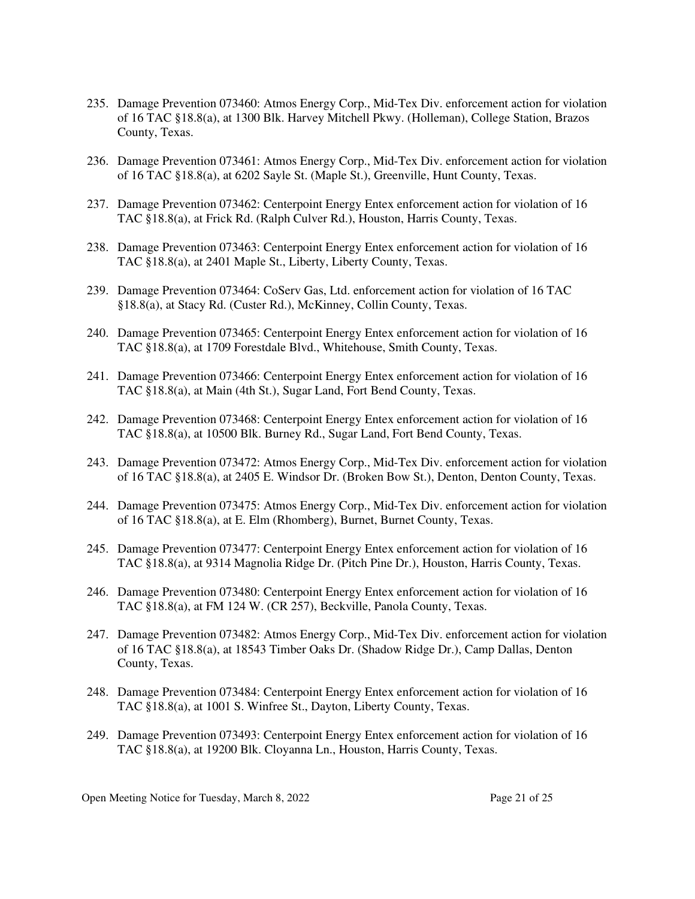235. Damage Prevention 073460: Atmos Energy Corp., Mid-Tex Div. enforcement action for violation of 16 TAC §18.8(a), at 1300 Blk. Harvey Mitchell Pkwy. (Holleman), College Station, Brazos County, Texas.

236. Damage Prevention 073461: Atmos Energy Corp., Mid-Tex Div. enforcement action for violation of 16 TAC §18.8(a), at 6202 Sayle St. (Maple St.), Greenville, Hunt County, Texas.

237. Damage Prevention 073462: Centerpoint Energy Entex enforcement action for violation of 16 TAC §18.8(a), at Frick Rd. (Ralph Culver Rd.), Houston, Harris County, Texas.

238. Damage Prevention 073463: Centerpoint Energy Entex enforcement action for violation of 16 TAC §18.8(a), at 2401 Maple St., Liberty, Liberty County, Texas.

239. Damage Prevention 073464: CoServ Gas, Ltd. enforcement action for violation of 16 TAC §18.8(a), at Stacy Rd. (Custer Rd.), McKinney, Collin County, Texas.

240. Damage Prevention 073465: Centerpoint Energy Entex enforcement action for violation of 16 TAC §18.8(a), at 1709 Forestdale Blvd., Whitehouse, Smith County, Texas.

241. Damage Prevention 073466: Centerpoint Energy Entex enforcement action for violation of 16 TAC §18.8(a), at Main (4th St.), Sugar Land, Fort Bend County, Texas.

242. Damage Prevention 073468: Centerpoint Energy Entex enforcement action for violation of 16 TAC §18.8(a), at 10500 Blk. Burney Rd., Sugar Land, Fort Bend County, Texas.

243. Damage Prevention 073472: Atmos Energy Corp., Mid-Tex Div. enforcement action for violation of 16 TAC §18.8(a), at 2405 E. Windsor Dr. (Broken Bow St.), Denton, Denton County, Texas.

244. Damage Prevention 073475: Atmos Energy Corp., Mid-Tex Div. enforcement action for violation of 16 TAC §18.8(a), at E. Elm (Rhomberg), Burnet, Burnet County, Texas.

245. Damage Prevention 073477: Centerpoint Energy Entex enforcement action for violation of 16 TAC §18.8(a), at 9314 Magnolia Ridge Dr. (Pitch Pine Dr.), Houston, Harris County, Texas.

246. Damage Prevention 073480: Centerpoint Energy Entex enforcement action for violation of 16 TAC §18.8(a), at FM 124 W. (CR 257), Beckville, Panola County, Texas.

247. Damage Prevention 073482: Atmos Energy Corp., Mid-Tex Div. enforcement action for violation of 16 TAC §18.8(a), at 18543 Timber Oaks Dr. (Shadow Ridge Dr.), Camp Dallas, Denton County, Texas.

248. Damage Prevention 073484: Centerpoint Energy Entex enforcement action for violation of 16 TAC §18.8(a), at 1001 S. Winfree St., Dayton, Liberty County, Texas.

249. Damage Prevention 073493: Centerpoint Energy Entex enforcement action for violation of 16 TAC §18.8(a), at 19200 Blk. Cloyanna Ln., Houston, Harris County, Texas.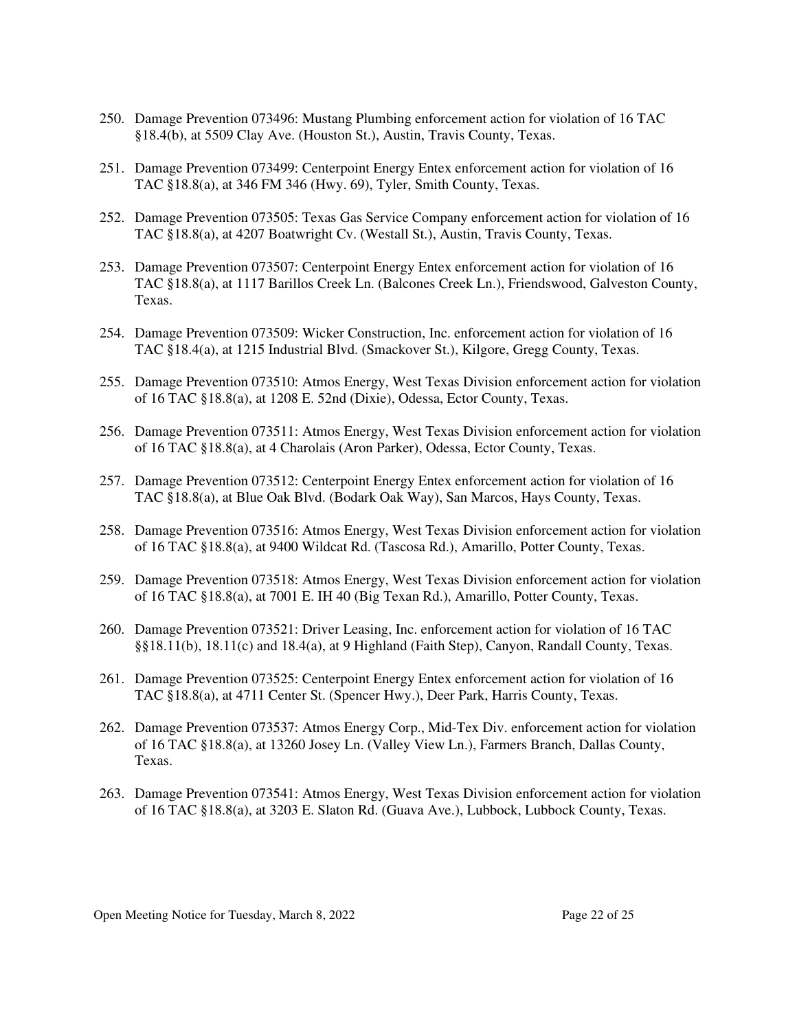250. Damage Prevention 073496: Mustang Plumbing enforcement action for violation of 16 TAC §18.4(b), at 5509 Clay Ave. (Houston St.), Austin, Travis County, Texas.

251. Damage Prevention 073499: Centerpoint Energy Entex enforcement action for violation of 16 TAC §18.8(a), at 346 FM 346 (Hwy. 69), Tyler, Smith County, Texas.

252. Damage Prevention 073505: Texas Gas Service Company enforcement action for violation of 16 TAC §18.8(a), at 4207 Boatwright Cv. (Westall St.), Austin, Travis County, Texas.

253. Damage Prevention 073507: Centerpoint Energy Entex enforcement action for violation of 16 TAC §18.8(a), at 1117 Barillos Creek Ln. (Balcones Creek Ln.), Friendswood, Galveston County, Texas.

254. Damage Prevention 073509: Wicker Construction, Inc. enforcement action for violation of 16 TAC §18.4(a), at 1215 Industrial Blvd. (Smackover St.), Kilgore, Gregg County, Texas.

255. Damage Prevention 073510: Atmos Energy, West Texas Division enforcement action for violation of 16 TAC §18.8(a), at 1208 E. 52nd (Dixie), Odessa, Ector County, Texas.

256. Damage Prevention 073511: Atmos Energy, West Texas Division enforcement action for violation of 16 TAC §18.8(a), at 4 Charolais (Aron Parker), Odessa, Ector County, Texas.

257. Damage Prevention 073512: Centerpoint Energy Entex enforcement action for violation of 16 TAC §18.8(a), at Blue Oak Blvd. (Bodark Oak Way), San Marcos, Hays County, Texas.

258. Damage Prevention 073516: Atmos Energy, West Texas Division enforcement action for violation of 16 TAC §18.8(a), at 9400 Wildcat Rd. (Tascosa Rd.), Amarillo, Potter County, Texas.

259. Damage Prevention 073518: Atmos Energy, West Texas Division enforcement action for violation of 16 TAC §18.8(a), at 7001 E. IH 40 (Big Texan Rd.), Amarillo, Potter County, Texas.

260. Damage Prevention 073521: Driver Leasing, Inc. enforcement action for violation of 16 TAC §§18.11(b), 18.11(c) and 18.4(a), at 9 Highland (Faith Step), Canyon, Randall County, Texas.

261. Damage Prevention 073525: Centerpoint Energy Entex enforcement action for violation of 16 TAC §18.8(a), at 4711 Center St. (Spencer Hwy.), Deer Park, Harris County, Texas.

262. Damage Prevention 073537: Atmos Energy Corp., Mid-Tex Div. enforcement action for violation of 16 TAC §18.8(a), at 13260 Josey Ln. (Valley View Ln.), Farmers Branch, Dallas County, Texas.

263. Damage Prevention 073541: Atmos Energy, West Texas Division enforcement action for violation of 16 TAC §18.8(a), at 3203 E. Slaton Rd. (Guava Ave.), Lubbock, Lubbock County, Texas.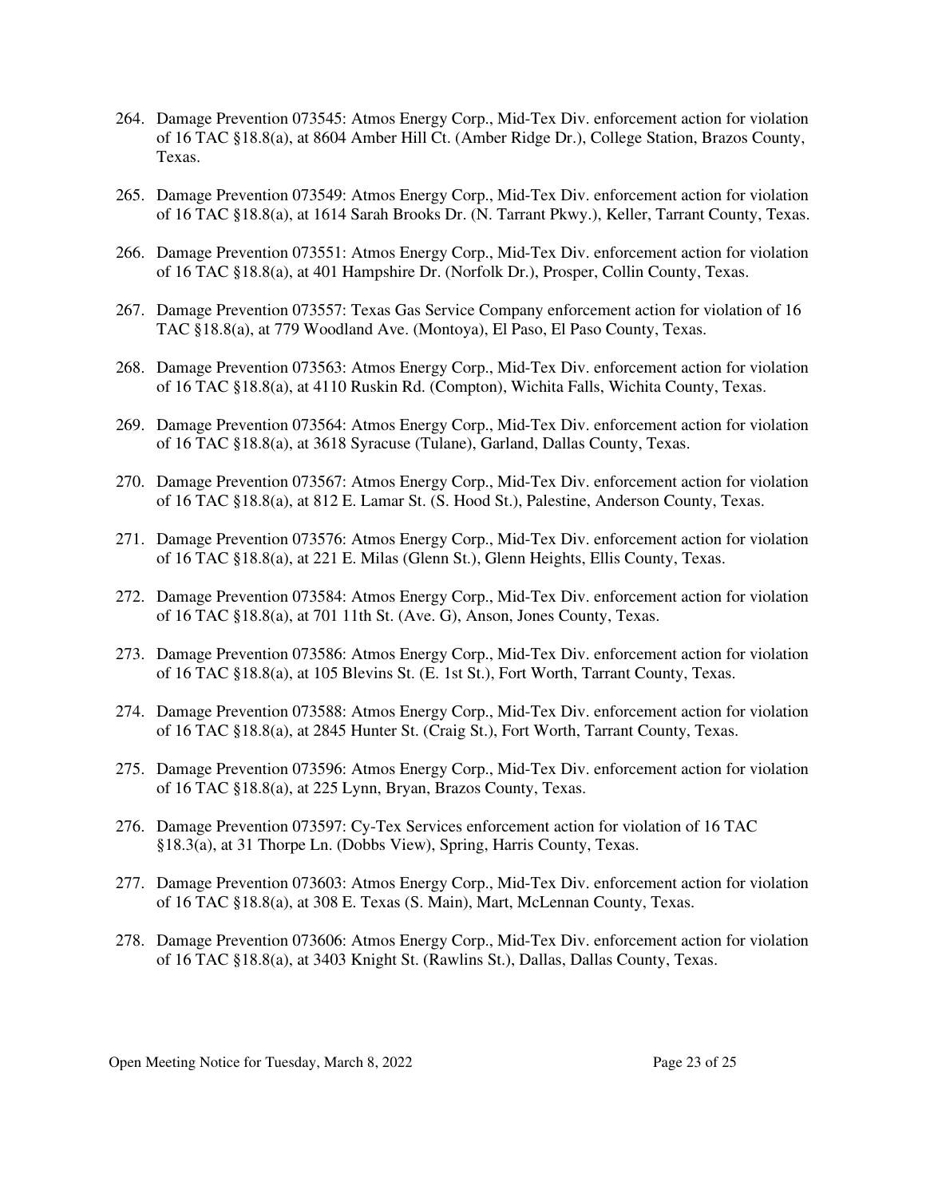264. Damage Prevention 073545: Atmos Energy Corp., Mid-Tex Div. enforcement action for violation of 16 TAC §18.8(a), at 8604 Amber Hill Ct. (Amber Ridge Dr.), College Station, Brazos County, Texas.

265. Damage Prevention 073549: Atmos Energy Corp., Mid-Tex Div. enforcement action for violation of 16 TAC §18.8(a), at 1614 Sarah Brooks Dr. (N. Tarrant Pkwy.), Keller, Tarrant County, Texas.

266. Damage Prevention 073551: Atmos Energy Corp., Mid-Tex Div. enforcement action for violation of 16 TAC §18.8(a), at 401 Hampshire Dr. (Norfolk Dr.), Prosper, Collin County, Texas.

267. Damage Prevention 073557: Texas Gas Service Company enforcement action for violation of 16 TAC §18.8(a), at 779 Woodland Ave. (Montoya), El Paso, El Paso County, Texas.

268. Damage Prevention 073563: Atmos Energy Corp., Mid-Tex Div. enforcement action for violation of 16 TAC §18.8(a), at 4110 Ruskin Rd. (Compton), Wichita Falls, Wichita County, Texas.

269. Damage Prevention 073564: Atmos Energy Corp., Mid-Tex Div. enforcement action for violation of 16 TAC §18.8(a), at 3618 Syracuse (Tulane), Garland, Dallas County, Texas.

270. Damage Prevention 073567: Atmos Energy Corp., Mid-Tex Div. enforcement action for violation of 16 TAC §18.8(a), at 812 E. Lamar St. (S. Hood St.), Palestine, Anderson County, Texas.

271. Damage Prevention 073576: Atmos Energy Corp., Mid-Tex Div. enforcement action for violation of 16 TAC §18.8(a), at 221 E. Milas (Glenn St.), Glenn Heights, Ellis County, Texas.

272. Damage Prevention 073584: Atmos Energy Corp., Mid-Tex Div. enforcement action for violation of 16 TAC §18.8(a), at 701 11th St. (Ave. G), Anson, Jones County, Texas.

273. Damage Prevention 073586: Atmos Energy Corp., Mid-Tex Div. enforcement action for violation of 16 TAC §18.8(a), at 105 Blevins St. (E. 1st St.), Fort Worth, Tarrant County, Texas.

274. Damage Prevention 073588: Atmos Energy Corp., Mid-Tex Div. enforcement action for violation of 16 TAC §18.8(a), at 2845 Hunter St. (Craig St.), Fort Worth, Tarrant County, Texas.

275. Damage Prevention 073596: Atmos Energy Corp., Mid-Tex Div. enforcement action for violation of 16 TAC §18.8(a), at 225 Lynn, Bryan, Brazos County, Texas.

276. Damage Prevention 073597: Cy-Tex Services enforcement action for violation of 16 TAC §18.3(a), at 31 Thorpe Ln. (Dobbs View), Spring, Harris County, Texas.

277. Damage Prevention 073603: Atmos Energy Corp., Mid-Tex Div. enforcement action for violation of 16 TAC §18.8(a), at 308 E. Texas (S. Main), Mart, McLennan County, Texas.

278. Damage Prevention 073606: Atmos Energy Corp., Mid-Tex Div. enforcement action for violation of 16 TAC §18.8(a), at 3403 Knight St. (Rawlins St.), Dallas, Dallas County, Texas.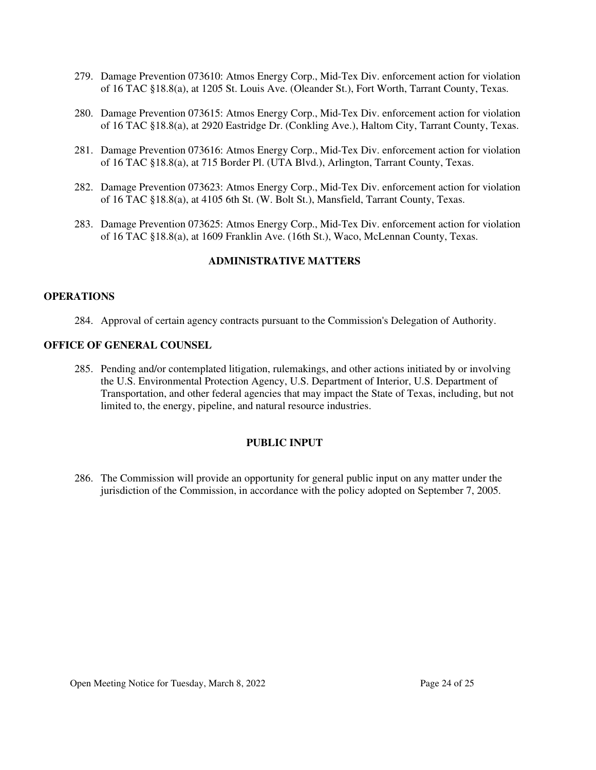279. Damage Prevention 073610: Atmos Energy Corp., Mid-Tex Div. enforcement action for violation of 16 TAC §18.8(a), at 1205 St. Louis Ave. (Oleander St.), Fort Worth, Tarrant County, Texas.

280. Damage Prevention 073615: Atmos Energy Corp., Mid-Tex Div. enforcement action for violation of 16 TAC §18.8(a), at 2920 Eastridge Dr. (Conkling Ave.), Haltom City, Tarrant County, Texas.

281. Damage Prevention 073616: Atmos Energy Corp., Mid-Tex Div. enforcement action for violation of 16 TAC §18.8(a), at 715 Border Pl. (UTA Blvd.), Arlington, Tarrant County, Texas.

282. Damage Prevention 073623: Atmos Energy Corp., Mid-Tex Div. enforcement action for violation of 16 TAC §18.8(a), at 4105 6th St. (W. Bolt St.), Mansfield, Tarrant County, Texas.

283. Damage Prevention 073625: Atmos Energy Corp., Mid-Tex Div. enforcement action for violation of 16 TAC §18.8(a), at 1609 Franklin Ave. (16th St.), Waco, McLennan County, Texas.

## ADMINISTRATIVE MATTERS

### OPERATIONS

284. Approval of certain agency contracts pursuant to the Commission's Delegation of Authority.

### OFFICE OF GENERAL COUNSEL

285. Pending and/or contemplated litigation, rulemakings, and other actions initiated by or involving the U.S. Environmental Protection Agency, U.S. Department of Interior, U.S. Department of Transportation, and other federal agencies that may impact the State of Texas, including, but not limited to, the energy, pipeline, and natural resource industries.

## PUBLIC INPUT

286. The Commission will provide an opportunity for general public input on any matter under the jurisdiction of the Commission, in accordance with the policy adopted on September 7, 2005.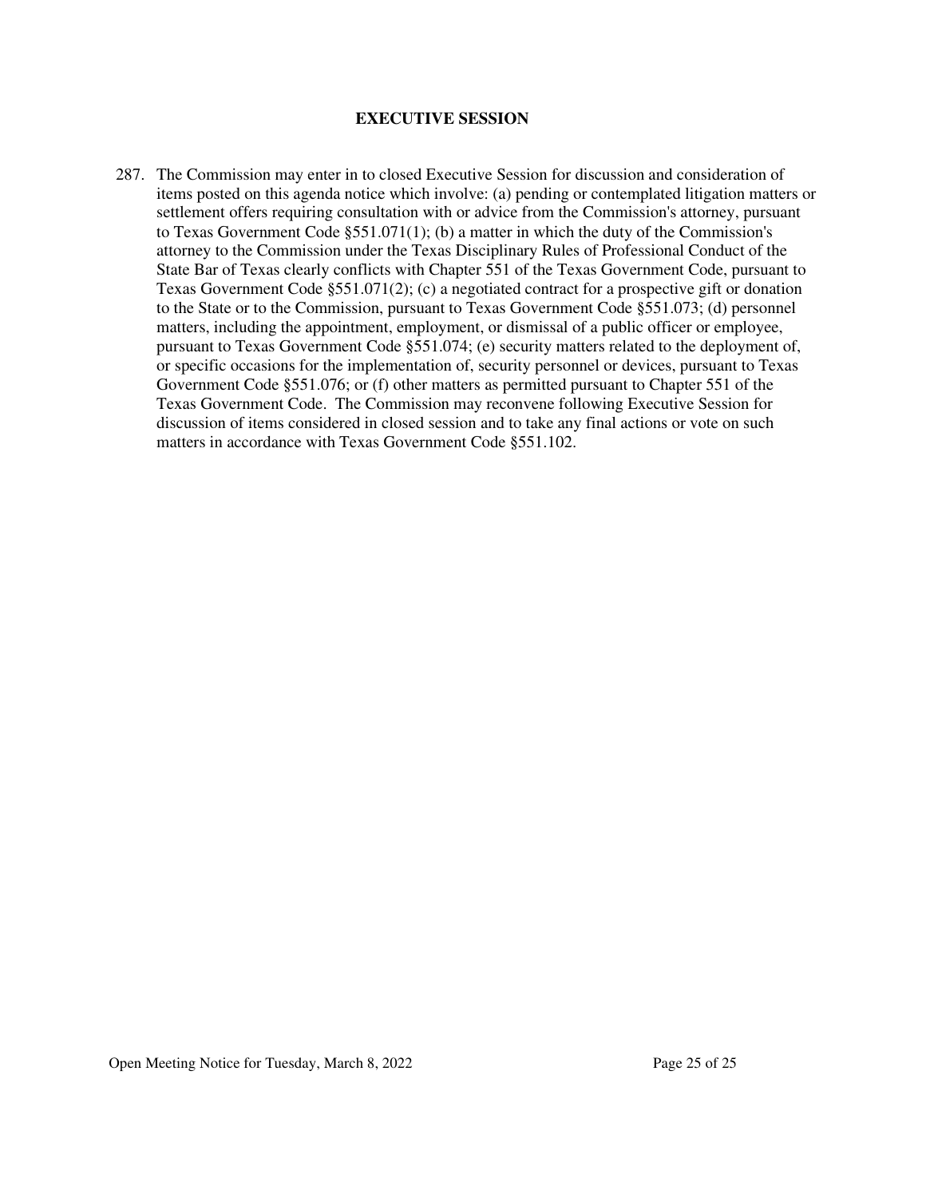## EXECUTIVE SESSION

287. The Commission may enter in to closed Executive Session for discussion and consideration of items posted on this agenda notice which involve: (a) pending or contemplated litigation matters or settlement offers requiring consultation with or advice from the Commission's attorney, pursuant to Texas Government Code §551.071(1); (b) a matter in which the duty of the Commission's attorney to the Commission under the Texas Disciplinary Rules of Professional Conduct of the State Bar of Texas clearly conflicts with Chapter 551 of the Texas Government Code, pursuant to Texas Government Code §551.071(2); (c) a negotiated contract for a prospective gift or donation to the State or to the Commission, pursuant to Texas Government Code §551.073; (d) personnel matters, including the appointment, employment, or dismissal of a public officer or employee, pursuant to Texas Government Code §551.074; (e) security matters related to the deployment of, or specific occasions for the implementation of, security personnel or devices, pursuant to Texas Government Code §551.076; or (f) other matters as permitted pursuant to Chapter 551 of the Texas Government Code. The Commission may reconvene following Executive Session for discussion of items considered in closed session and to take any final actions or vote on such matters in accordance with Texas Government Code §551.102.